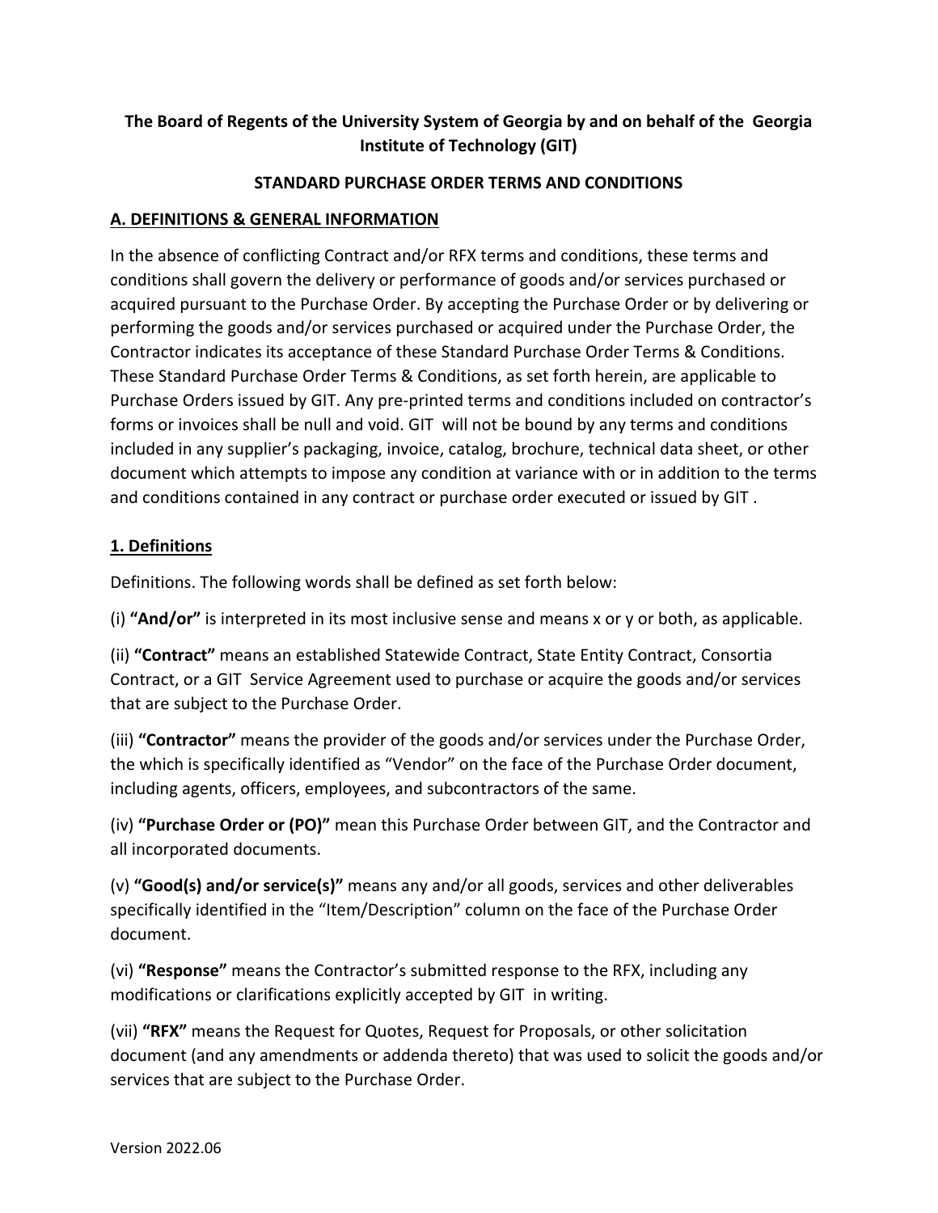**The Board of Regents of the University System of Georgia by and on behalf of the Georgia Institute of Technology (GIT)**

**STANDARD PURCHASE ORDER TERMS AND CONDITIONS**

## A. DEFINITIONS & GENERAL INFORMATION

In the absence of conflicting Contract and/or RFX terms and conditions, these terms and conditions shall govern the delivery or performance of goods and/or services purchased or acquired pursuant to the Purchase Order. By accepting the Purchase Order or by delivering or performing the goods and/or services purchased or acquired under the Purchase Order, the Contractor indicates its acceptance of these Standard Purchase Order Terms & Conditions. These Standard Purchase Order Terms & Conditions, as set forth herein, are applicable to Purchase Orders issued by GIT. Any pre-printed terms and conditions included on contractor's forms or invoices shall be null and void. GIT will not be bound by any terms and conditions included in any supplier's packaging, invoice, catalog, brochure, technical data sheet, or other document which attempts to impose any condition at variance with or in addition to the terms and conditions contained in any contract or purchase order executed or issued by GIT .

### 1. Definitions

Definitions. The following words shall be defined as set forth below:

(i) **"And/or"** is interpreted in its most inclusive sense and means x or y or both, as applicable.

(ii) **"Contract"** means an established Statewide Contract, State Entity Contract, Consortia Contract, or a GIT Service Agreement used to purchase or acquire the goods and/or services that are subject to the Purchase Order.

(iii) **"Contractor"** means the provider of the goods and/or services under the Purchase Order, the which is specifically identified as "Vendor" on the face of the Purchase Order document, including agents, officers, employees, and subcontractors of the same.

(iv) **"Purchase Order or (PO)"** mean this Purchase Order between GIT, and the Contractor and all incorporated documents.

(v) **"Good(s) and/or service(s)"** means any and/or all goods, services and other deliverables specifically identified in the "Item/Description" column on the face of the Purchase Order document.

(vi) **"Response"** means the Contractor's submitted response to the RFX, including any modifications or clarifications explicitly accepted by GIT in writing.

(vii) **"RFX"** means the Request for Quotes, Request for Proposals, or other solicitation document (and any amendments or addenda thereto) that was used to solicit the goods and/or services that are subject to the Purchase Order.

Version 2022.06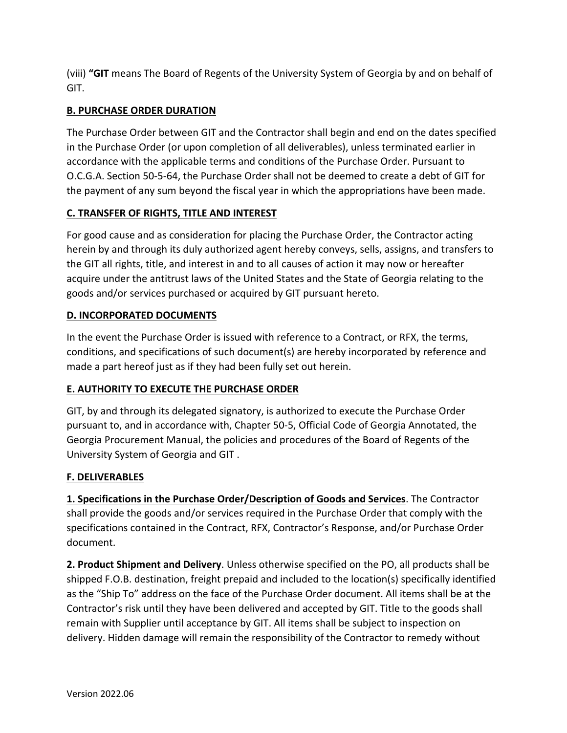(viii) **"GIT** means The Board of Regents of the University System of Georgia by and on behalf of GIT.

## B. PURCHASE ORDER DURATION

The Purchase Order between GIT and the Contractor shall begin and end on the dates specified in the Purchase Order (or upon completion of all deliverables), unless terminated earlier in accordance with the applicable terms and conditions of the Purchase Order. Pursuant to O.C.G.A. Section 50-5-64, the Purchase Order shall not be deemed to create a debt of GIT for the payment of any sum beyond the fiscal year in which the appropriations have been made.

## C. TRANSFER OF RIGHTS, TITLE AND INTEREST

For good cause and as consideration for placing the Purchase Order, the Contractor acting herein by and through its duly authorized agent hereby conveys, sells, assigns, and transfers to the GIT all rights, title, and interest in and to all causes of action it may now or hereafter acquire under the antitrust laws of the United States and the State of Georgia relating to the goods and/or services purchased or acquired by GIT pursuant hereto.

## D. INCORPORATED DOCUMENTS

In the event the Purchase Order is issued with reference to a Contract, or RFX, the terms, conditions, and specifications of such document(s) are hereby incorporated by reference and made a part hereof just as if they had been fully set out herein.

## E. AUTHORITY TO EXECUTE THE PURCHASE ORDER

GIT, by and through its delegated signatory, is authorized to execute the Purchase Order pursuant to, and in accordance with, Chapter 50-5, Official Code of Georgia Annotated, the Georgia Procurement Manual, the policies and procedures of the Board of Regents of the University System of Georgia and GIT .

## F. DELIVERABLES

**1. Specifications in the Purchase Order/Description of Goods and Services**. The Contractor shall provide the goods and/or services required in the Purchase Order that comply with the specifications contained in the Contract, RFX, Contractor's Response, and/or Purchase Order document.

**2. Product Shipment and Delivery**. Unless otherwise specified on the PO, all products shall be shipped F.O.B. destination, freight prepaid and included to the location(s) specifically identified as the "Ship To" address on the face of the Purchase Order document. All items shall be at the Contractor's risk until they have been delivered and accepted by GIT. Title to the goods shall remain with Supplier until acceptance by GIT. All items shall be subject to inspection on delivery. Hidden damage will remain the responsibility of the Contractor to remedy without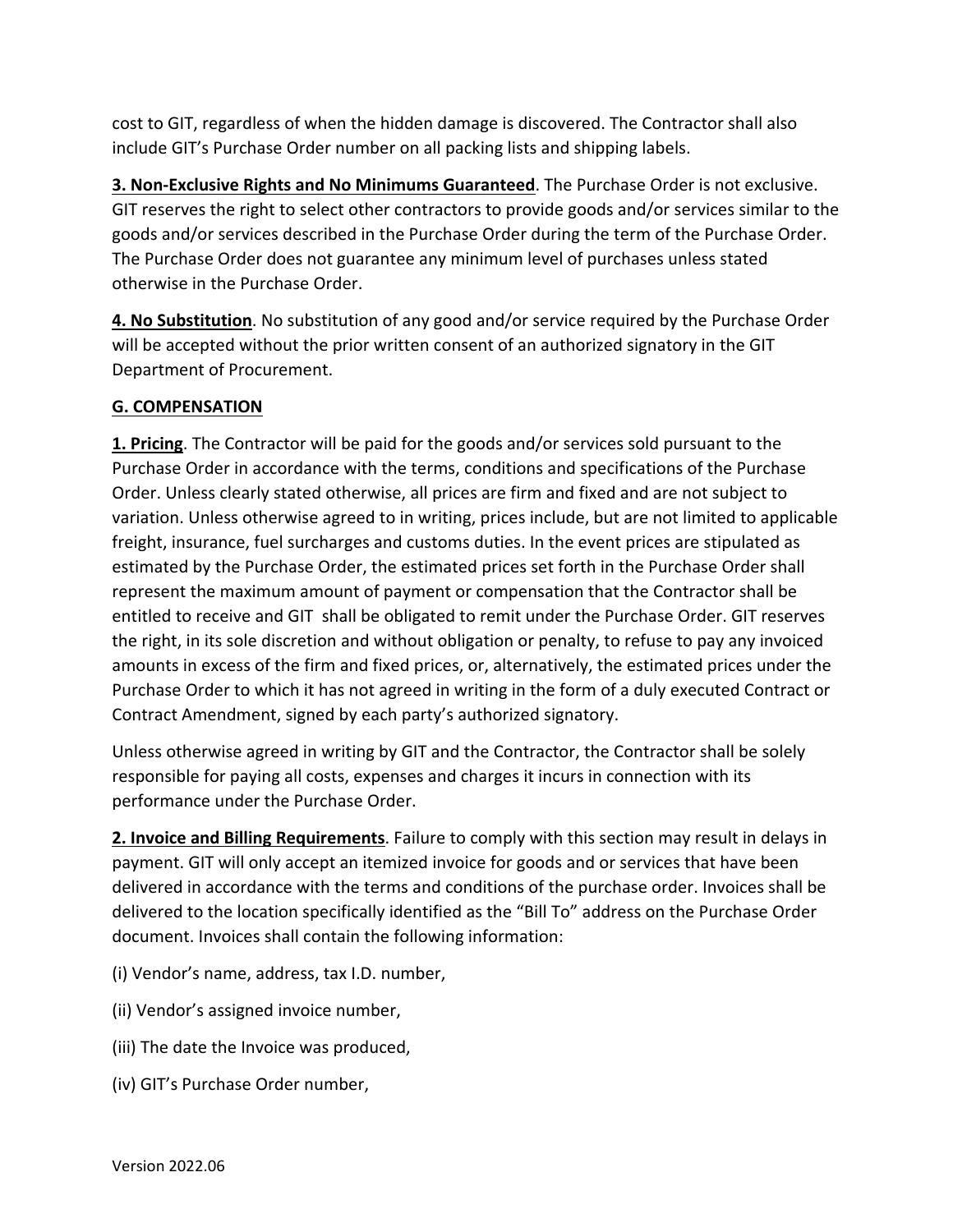cost to GIT, regardless of when the hidden damage is discovered. The Contractor shall also include GIT's Purchase Order number on all packing lists and shipping labels.

**3. Non-Exclusive Rights and No Minimums Guaranteed**. The Purchase Order is not exclusive. GIT reserves the right to select other contractors to provide goods and/or services similar to the goods and/or services described in the Purchase Order during the term of the Purchase Order. The Purchase Order does not guarantee any minimum level of purchases unless stated otherwise in the Purchase Order.

**4. No Substitution**. No substitution of any good and/or service required by the Purchase Order will be accepted without the prior written consent of an authorized signatory in the GIT Department of Procurement.

## G. COMPENSATION

**1. Pricing**. The Contractor will be paid for the goods and/or services sold pursuant to the Purchase Order in accordance with the terms, conditions and specifications of the Purchase Order. Unless clearly stated otherwise, all prices are firm and fixed and are not subject to variation. Unless otherwise agreed to in writing, prices include, but are not limited to applicable freight, insurance, fuel surcharges and customs duties. In the event prices are stipulated as estimated by the Purchase Order, the estimated prices set forth in the Purchase Order shall represent the maximum amount of payment or compensation that the Contractor shall be entitled to receive and GIT shall be obligated to remit under the Purchase Order. GIT reserves the right, in its sole discretion and without obligation or penalty, to refuse to pay any invoiced amounts in excess of the firm and fixed prices, or, alternatively, the estimated prices under the Purchase Order to which it has not agreed in writing in the form of a duly executed Contract or Contract Amendment, signed by each party's authorized signatory.

Unless otherwise agreed in writing by GIT and the Contractor, the Contractor shall be solely responsible for paying all costs, expenses and charges it incurs in connection with its performance under the Purchase Order.

**2. Invoice and Billing Requirements**. Failure to comply with this section may result in delays in payment. GIT will only accept an itemized invoice for goods and or services that have been delivered in accordance with the terms and conditions of the purchase order. Invoices shall be delivered to the location specifically identified as the "Bill To" address on the Purchase Order document. Invoices shall contain the following information:

(i) Vendor's name, address, tax I.D. number,

(ii) Vendor's assigned invoice number,

(iii) The date the Invoice was produced,

(iv) GIT's Purchase Order number,

Version 2022.06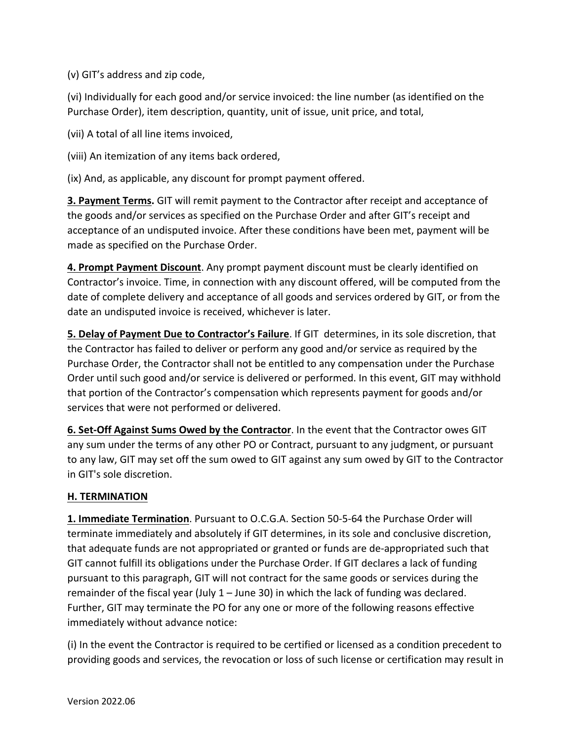(v) GIT's address and zip code,

(vi) Individually for each good and/or service invoiced: the line number (as identified on the Purchase Order), item description, quantity, unit of issue, unit price, and total,

(vii) A total of all line items invoiced,

(viii) An itemization of any items back ordered,

(ix) And, as applicable, any discount for prompt payment offered.

**3. Payment Terms.** GIT will remit payment to the Contractor after receipt and acceptance of the goods and/or services as specified on the Purchase Order and after GIT's receipt and acceptance of an undisputed invoice. After these conditions have been met, payment will be made as specified on the Purchase Order.

**4. Prompt Payment Discount**. Any prompt payment discount must be clearly identified on Contractor's invoice. Time, in connection with any discount offered, will be computed from the date of complete delivery and acceptance of all goods and services ordered by GIT, or from the date an undisputed invoice is received, whichever is later.

**5. Delay of Payment Due to Contractor's Failure**. If GIT determines, in its sole discretion, that the Contractor has failed to deliver or perform any good and/or service as required by the Purchase Order, the Contractor shall not be entitled to any compensation under the Purchase Order until such good and/or service is delivered or performed. In this event, GIT may withhold that portion of the Contractor's compensation which represents payment for goods and/or services that were not performed or delivered.

**6. Set-Off Against Sums Owed by the Contractor**. In the event that the Contractor owes GIT any sum under the terms of any other PO or Contract, pursuant to any judgment, or pursuant to any law, GIT may set off the sum owed to GIT against any sum owed by GIT to the Contractor in GIT's sole discretion.

## H. TERMINATION

**1. Immediate Termination**. Pursuant to O.C.G.A. Section 50-5-64 the Purchase Order will terminate immediately and absolutely if GIT determines, in its sole and conclusive discretion, that adequate funds are not appropriated or granted or funds are de-appropriated such that GIT cannot fulfill its obligations under the Purchase Order. If GIT declares a lack of funding pursuant to this paragraph, GIT will not contract for the same goods or services during the remainder of the fiscal year (July 1 – June 30) in which the lack of funding was declared. Further, GIT may terminate the PO for any one or more of the following reasons effective immediately without advance notice:

(i) In the event the Contractor is required to be certified or licensed as a condition precedent to providing goods and services, the revocation or loss of such license or certification may result in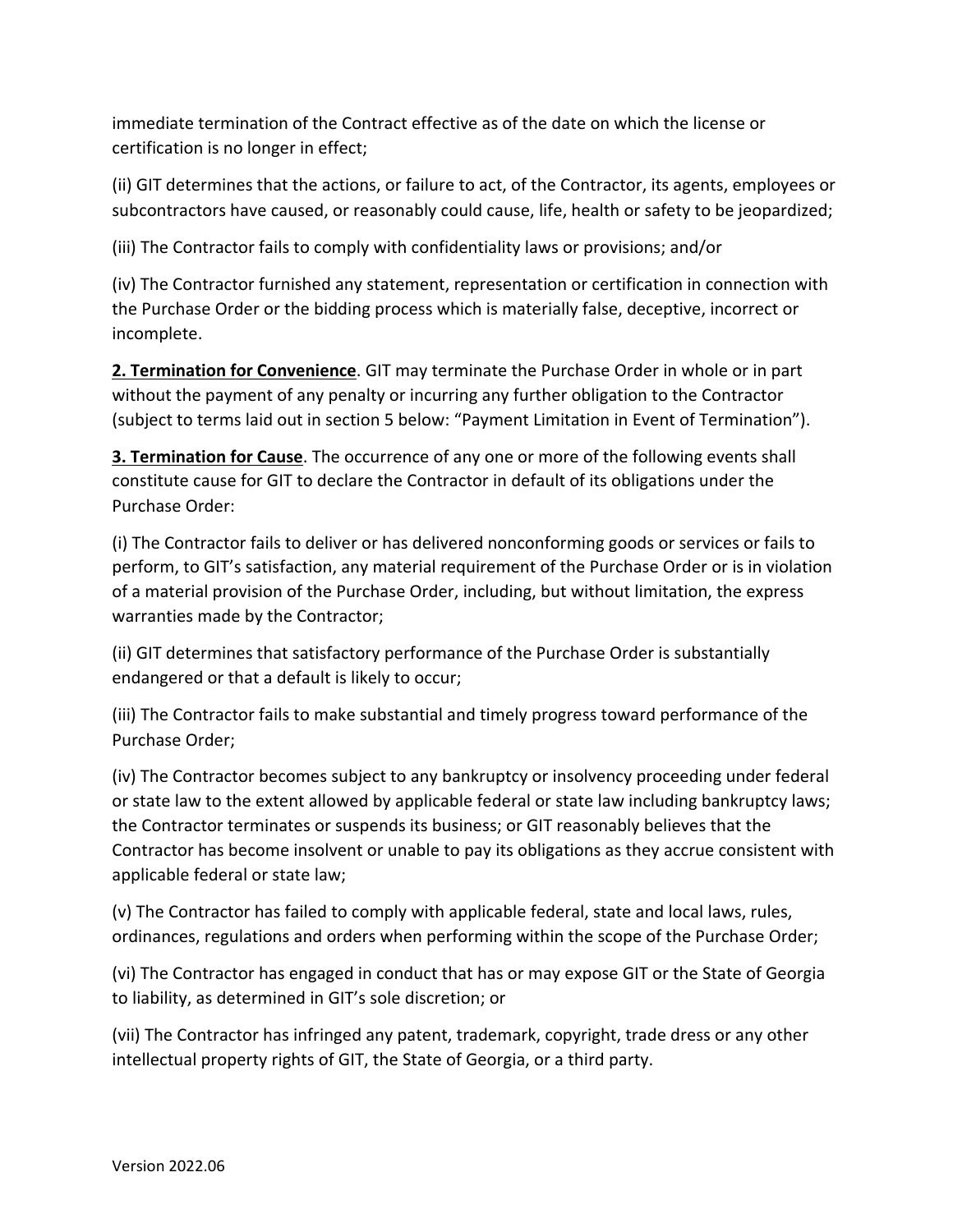immediate termination of the Contract effective as of the date on which the license or certification is no longer in effect;

(ii) GIT determines that the actions, or failure to act, of the Contractor, its agents, employees or subcontractors have caused, or reasonably could cause, life, health or safety to be jeopardized;

(iii) The Contractor fails to comply with confidentiality laws or provisions; and/or

(iv) The Contractor furnished any statement, representation or certification in connection with the Purchase Order or the bidding process which is materially false, deceptive, incorrect or incomplete.

**2. Termination for Convenience**. GIT may terminate the Purchase Order in whole or in part without the payment of any penalty or incurring any further obligation to the Contractor (subject to terms laid out in section 5 below: "Payment Limitation in Event of Termination").

**3. Termination for Cause**. The occurrence of any one or more of the following events shall constitute cause for GIT to declare the Contractor in default of its obligations under the Purchase Order:

(i) The Contractor fails to deliver or has delivered nonconforming goods or services or fails to perform, to GIT's satisfaction, any material requirement of the Purchase Order or is in violation of a material provision of the Purchase Order, including, but without limitation, the express warranties made by the Contractor;

(ii) GIT determines that satisfactory performance of the Purchase Order is substantially endangered or that a default is likely to occur;

(iii) The Contractor fails to make substantial and timely progress toward performance of the Purchase Order;

(iv) The Contractor becomes subject to any bankruptcy or insolvency proceeding under federal or state law to the extent allowed by applicable federal or state law including bankruptcy laws; the Contractor terminates or suspends its business; or GIT reasonably believes that the Contractor has become insolvent or unable to pay its obligations as they accrue consistent with applicable federal or state law;

(v) The Contractor has failed to comply with applicable federal, state and local laws, rules, ordinances, regulations and orders when performing within the scope of the Purchase Order;

(vi) The Contractor has engaged in conduct that has or may expose GIT or the State of Georgia to liability, as determined in GIT's sole discretion; or

(vii) The Contractor has infringed any patent, trademark, copyright, trade dress or any other intellectual property rights of GIT, the State of Georgia, or a third party.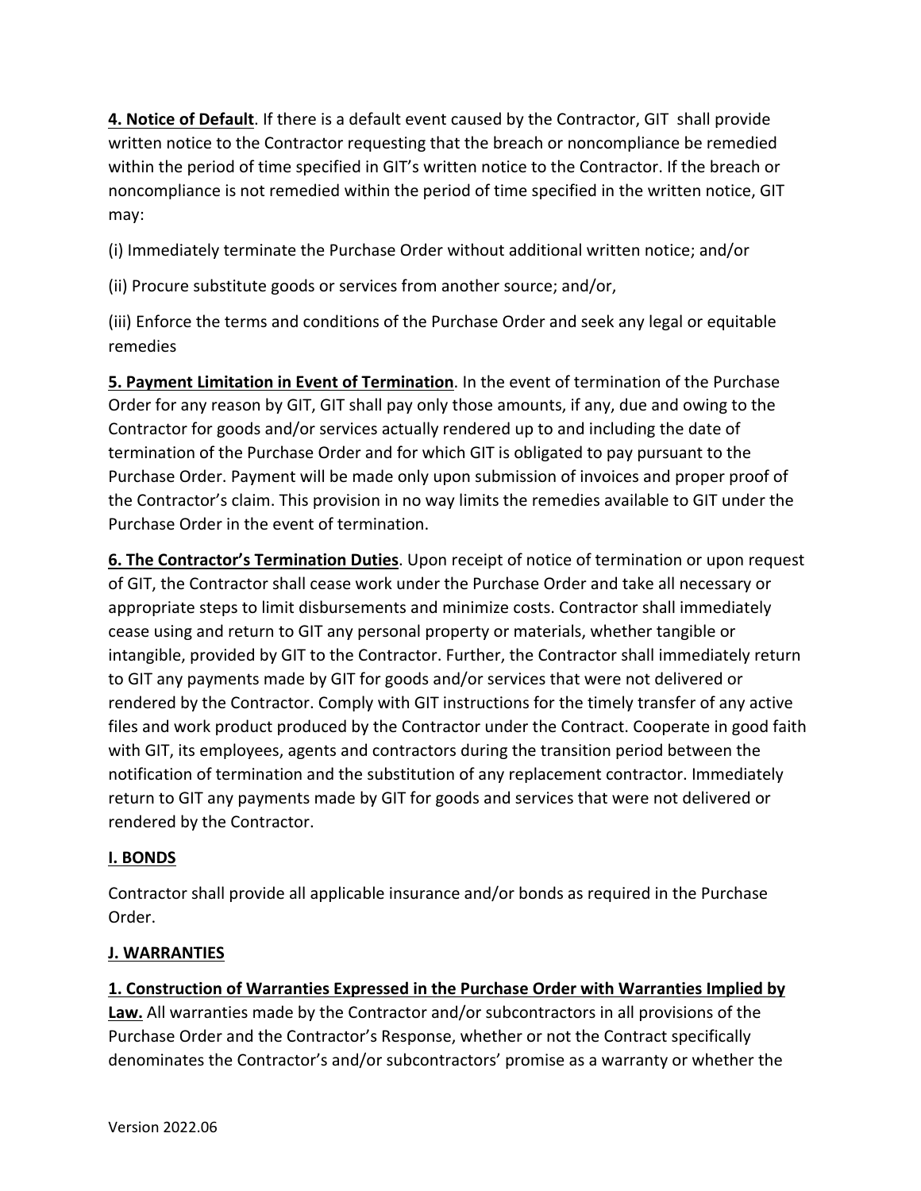**4. Notice of Default**. If there is a default event caused by the Contractor, GIT shall provide written notice to the Contractor requesting that the breach or noncompliance be remedied within the period of time specified in GIT's written notice to the Contractor. If the breach or noncompliance is not remedied within the period of time specified in the written notice, GIT may:

(i) Immediately terminate the Purchase Order without additional written notice; and/or

(ii) Procure substitute goods or services from another source; and/or,

(iii) Enforce the terms and conditions of the Purchase Order and seek any legal or equitable remedies

**5. Payment Limitation in Event of Termination**. In the event of termination of the Purchase Order for any reason by GIT, GIT shall pay only those amounts, if any, due and owing to the Contractor for goods and/or services actually rendered up to and including the date of termination of the Purchase Order and for which GIT is obligated to pay pursuant to the Purchase Order. Payment will be made only upon submission of invoices and proper proof of the Contractor's claim. This provision in no way limits the remedies available to GIT under the Purchase Order in the event of termination.

**6. The Contractor's Termination Duties**. Upon receipt of notice of termination or upon request of GIT, the Contractor shall cease work under the Purchase Order and take all necessary or appropriate steps to limit disbursements and minimize costs. Contractor shall immediately cease using and return to GIT any personal property or materials, whether tangible or intangible, provided by GIT to the Contractor. Further, the Contractor shall immediately return to GIT any payments made by GIT for goods and/or services that were not delivered or rendered by the Contractor. Comply with GIT instructions for the timely transfer of any active files and work product produced by the Contractor under the Contract. Cooperate in good faith with GIT, its employees, agents and contractors during the transition period between the notification of termination and the substitution of any replacement contractor. Immediately return to GIT any payments made by GIT for goods and services that were not delivered or rendered by the Contractor.

## I. BONDS

Contractor shall provide all applicable insurance and/or bonds as required in the Purchase Order.

## J. WARRANTIES

**1. Construction of Warranties Expressed in the Purchase Order with Warranties Implied by Law.** All warranties made by the Contractor and/or subcontractors in all provisions of the Purchase Order and the Contractor's Response, whether or not the Contract specifically denominates the Contractor's and/or subcontractors' promise as a warranty or whether the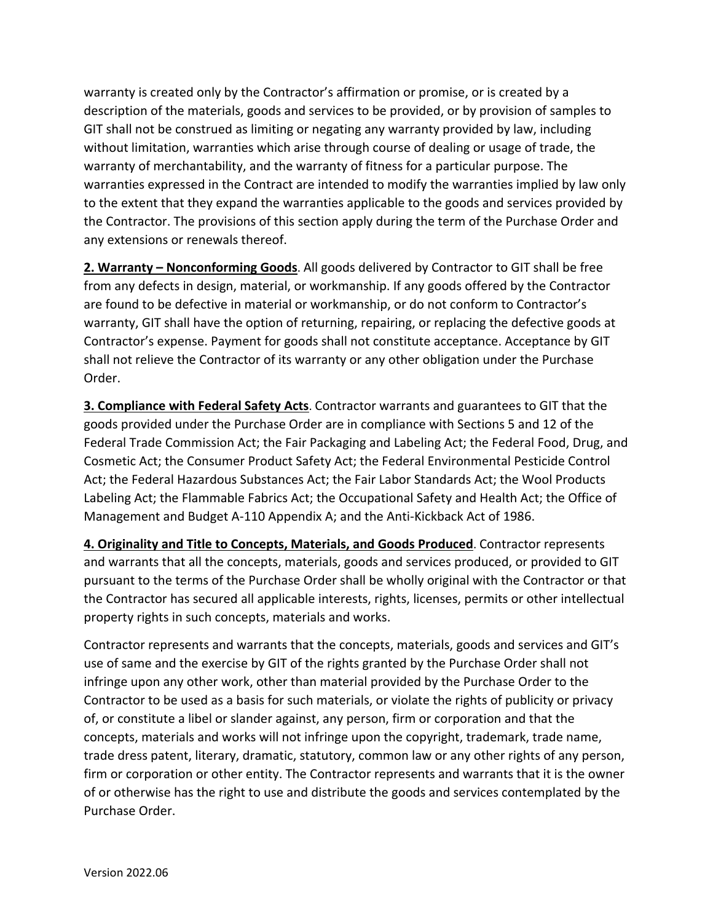warranty is created only by the Contractor's affirmation or promise, or is created by a description of the materials, goods and services to be provided, or by provision of samples to GIT shall not be construed as limiting or negating any warranty provided by law, including without limitation, warranties which arise through course of dealing or usage of trade, the warranty of merchantability, and the warranty of fitness for a particular purpose. The warranties expressed in the Contract are intended to modify the warranties implied by law only to the extent that they expand the warranties applicable to the goods and services provided by the Contractor. The provisions of this section apply during the term of the Purchase Order and any extensions or renewals thereof.

**2. Warranty – Nonconforming Goods**. All goods delivered by Contractor to GIT shall be free from any defects in design, material, or workmanship. If any goods offered by the Contractor are found to be defective in material or workmanship, or do not conform to Contractor's warranty, GIT shall have the option of returning, repairing, or replacing the defective goods at Contractor's expense. Payment for goods shall not constitute acceptance. Acceptance by GIT shall not relieve the Contractor of its warranty or any other obligation under the Purchase Order.

**3. Compliance with Federal Safety Acts**. Contractor warrants and guarantees to GIT that the goods provided under the Purchase Order are in compliance with Sections 5 and 12 of the Federal Trade Commission Act; the Fair Packaging and Labeling Act; the Federal Food, Drug, and Cosmetic Act; the Consumer Product Safety Act; the Federal Environmental Pesticide Control Act; the Federal Hazardous Substances Act; the Fair Labor Standards Act; the Wool Products Labeling Act; the Flammable Fabrics Act; the Occupational Safety and Health Act; the Office of Management and Budget A-110 Appendix A; and the Anti-Kickback Act of 1986.

**4. Originality and Title to Concepts, Materials, and Goods Produced**. Contractor represents and warrants that all the concepts, materials, goods and services produced, or provided to GIT pursuant to the terms of the Purchase Order shall be wholly original with the Contractor or that the Contractor has secured all applicable interests, rights, licenses, permits or other intellectual property rights in such concepts, materials and works.

Contractor represents and warrants that the concepts, materials, goods and services and GIT's use of same and the exercise by GIT of the rights granted by the Purchase Order shall not infringe upon any other work, other than material provided by the Purchase Order to the Contractor to be used as a basis for such materials, or violate the rights of publicity or privacy of, or constitute a libel or slander against, any person, firm or corporation and that the concepts, materials and works will not infringe upon the copyright, trademark, trade name, trade dress patent, literary, dramatic, statutory, common law or any other rights of any person, firm or corporation or other entity. The Contractor represents and warrants that it is the owner of or otherwise has the right to use and distribute the goods and services contemplated by the Purchase Order.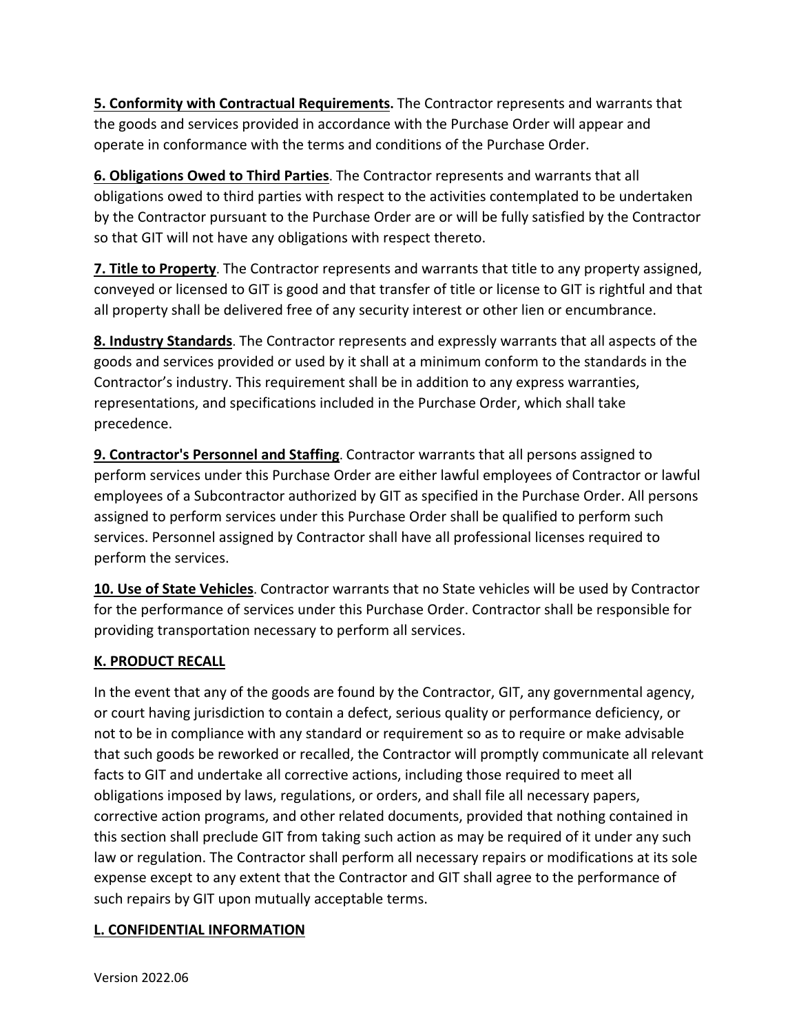**5. Conformity with Contractual Requirements.** The Contractor represents and warrants that the goods and services provided in accordance with the Purchase Order will appear and operate in conformance with the terms and conditions of the Purchase Order.

**6. Obligations Owed to Third Parties**. The Contractor represents and warrants that all obligations owed to third parties with respect to the activities contemplated to be undertaken by the Contractor pursuant to the Purchase Order are or will be fully satisfied by the Contractor so that GIT will not have any obligations with respect thereto.

**7. Title to Property**. The Contractor represents and warrants that title to any property assigned, conveyed or licensed to GIT is good and that transfer of title or license to GIT is rightful and that all property shall be delivered free of any security interest or other lien or encumbrance.

**8. Industry Standards**. The Contractor represents and expressly warrants that all aspects of the goods and services provided or used by it shall at a minimum conform to the standards in the Contractor's industry. This requirement shall be in addition to any express warranties, representations, and specifications included in the Purchase Order, which shall take precedence.

**9. Contractor's Personnel and Staffing**. Contractor warrants that all persons assigned to perform services under this Purchase Order are either lawful employees of Contractor or lawful employees of a Subcontractor authorized by GIT as specified in the Purchase Order. All persons assigned to perform services under this Purchase Order shall be qualified to perform such services. Personnel assigned by Contractor shall have all professional licenses required to perform the services.

**10. Use of State Vehicles**. Contractor warrants that no State vehicles will be used by Contractor for the performance of services under this Purchase Order. Contractor shall be responsible for providing transportation necessary to perform all services.

## K. PRODUCT RECALL

In the event that any of the goods are found by the Contractor, GIT, any governmental agency, or court having jurisdiction to contain a defect, serious quality or performance deficiency, or not to be in compliance with any standard or requirement so as to require or make advisable that such goods be reworked or recalled, the Contractor will promptly communicate all relevant facts to GIT and undertake all corrective actions, including those required to meet all obligations imposed by laws, regulations, or orders, and shall file all necessary papers, corrective action programs, and other related documents, provided that nothing contained in this section shall preclude GIT from taking such action as may be required of it under any such law or regulation. The Contractor shall perform all necessary repairs or modifications at its sole expense except to any extent that the Contractor and GIT shall agree to the performance of such repairs by GIT upon mutually acceptable terms.

## L. CONFIDENTIAL INFORMATION

Version 2022.06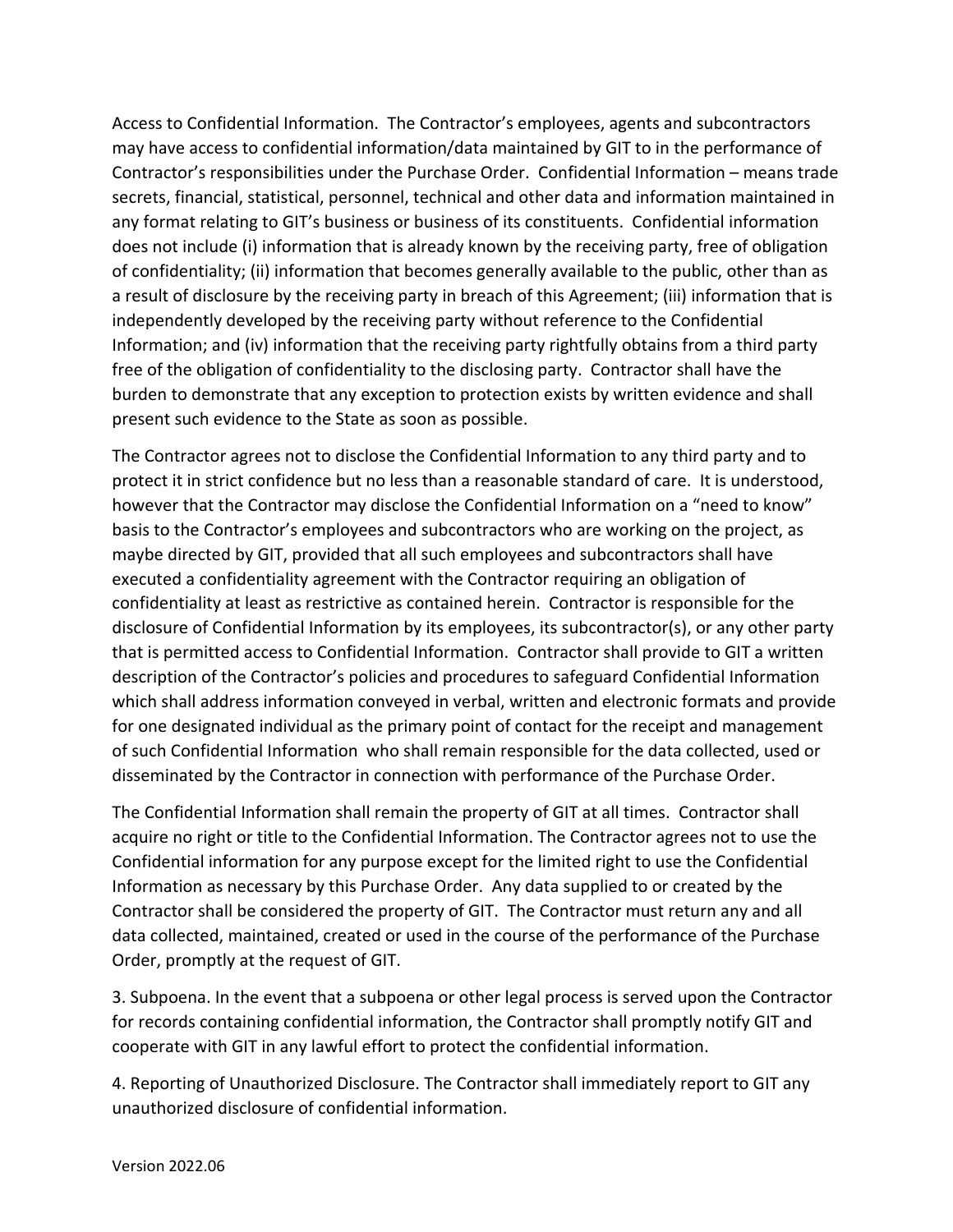Access to Confidential Information. The Contractor's employees, agents and subcontractors may have access to confidential information/data maintained by GIT to in the performance of Contractor's responsibilities under the Purchase Order. Confidential Information – means trade secrets, financial, statistical, personnel, technical and other data and information maintained in any format relating to GIT's business or business of its constituents. Confidential information does not include (i) information that is already known by the receiving party, free of obligation of confidentiality; (ii) information that becomes generally available to the public, other than as a result of disclosure by the receiving party in breach of this Agreement; (iii) information that is independently developed by the receiving party without reference to the Confidential Information; and (iv) information that the receiving party rightfully obtains from a third party free of the obligation of confidentiality to the disclosing party. Contractor shall have the burden to demonstrate that any exception to protection exists by written evidence and shall present such evidence to the State as soon as possible.

The Contractor agrees not to disclose the Confidential Information to any third party and to protect it in strict confidence but no less than a reasonable standard of care. It is understood, however that the Contractor may disclose the Confidential Information on a "need to know" basis to the Contractor's employees and subcontractors who are working on the project, as maybe directed by GIT, provided that all such employees and subcontractors shall have executed a confidentiality agreement with the Contractor requiring an obligation of confidentiality at least as restrictive as contained herein. Contractor is responsible for the disclosure of Confidential Information by its employees, its subcontractor(s), or any other party that is permitted access to Confidential Information. Contractor shall provide to GIT a written description of the Contractor's policies and procedures to safeguard Confidential Information which shall address information conveyed in verbal, written and electronic formats and provide for one designated individual as the primary point of contact for the receipt and management of such Confidential Information who shall remain responsible for the data collected, used or disseminated by the Contractor in connection with performance of the Purchase Order.

The Confidential Information shall remain the property of GIT at all times. Contractor shall acquire no right or title to the Confidential Information. The Contractor agrees not to use the Confidential information for any purpose except for the limited right to use the Confidential Information as necessary by this Purchase Order. Any data supplied to or created by the Contractor shall be considered the property of GIT. The Contractor must return any and all data collected, maintained, created or used in the course of the performance of the Purchase Order, promptly at the request of GIT.

3. Subpoena. In the event that a subpoena or other legal process is served upon the Contractor for records containing confidential information, the Contractor shall promptly notify GIT and cooperate with GIT in any lawful effort to protect the confidential information.

4. Reporting of Unauthorized Disclosure. The Contractor shall immediately report to GIT any unauthorized disclosure of confidential information.

Version 2022.06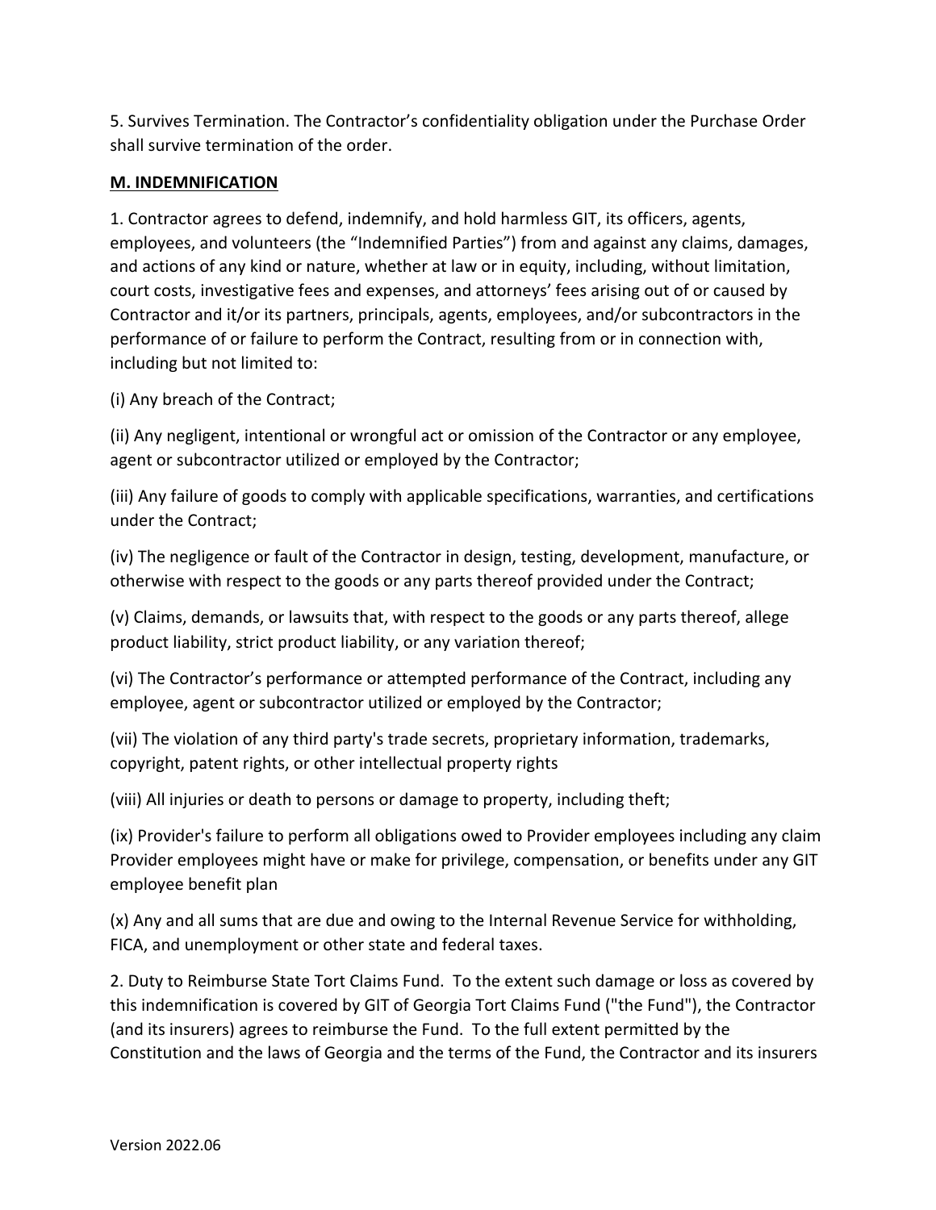5. Survives Termination. The Contractor's confidentiality obligation under the Purchase Order shall survive termination of the order.

## M. INDEMNIFICATION

1. Contractor agrees to defend, indemnify, and hold harmless GIT, its officers, agents, employees, and volunteers (the "Indemnified Parties") from and against any claims, damages, and actions of any kind or nature, whether at law or in equity, including, without limitation, court costs, investigative fees and expenses, and attorneys' fees arising out of or caused by Contractor and it/or its partners, principals, agents, employees, and/or subcontractors in the performance of or failure to perform the Contract, resulting from or in connection with, including but not limited to:

(i) Any breach of the Contract;

(ii) Any negligent, intentional or wrongful act or omission of the Contractor or any employee, agent or subcontractor utilized or employed by the Contractor;

(iii) Any failure of goods to comply with applicable specifications, warranties, and certifications under the Contract;

(iv) The negligence or fault of the Contractor in design, testing, development, manufacture, or otherwise with respect to the goods or any parts thereof provided under the Contract;

(v) Claims, demands, or lawsuits that, with respect to the goods or any parts thereof, allege product liability, strict product liability, or any variation thereof;

(vi) The Contractor's performance or attempted performance of the Contract, including any employee, agent or subcontractor utilized or employed by the Contractor;

(vii) The violation of any third party's trade secrets, proprietary information, trademarks, copyright, patent rights, or other intellectual property rights

(viii) All injuries or death to persons or damage to property, including theft;

(ix) Provider's failure to perform all obligations owed to Provider employees including any claim Provider employees might have or make for privilege, compensation, or benefits under any GIT employee benefit plan

(x) Any and all sums that are due and owing to the Internal Revenue Service for withholding, FICA, and unemployment or other state and federal taxes.

2. Duty to Reimburse State Tort Claims Fund. To the extent such damage or loss as covered by this indemnification is covered by GIT of Georgia Tort Claims Fund ("the Fund"), the Contractor (and its insurers) agrees to reimburse the Fund. To the full extent permitted by the Constitution and the laws of Georgia and the terms of the Fund, the Contractor and its insurers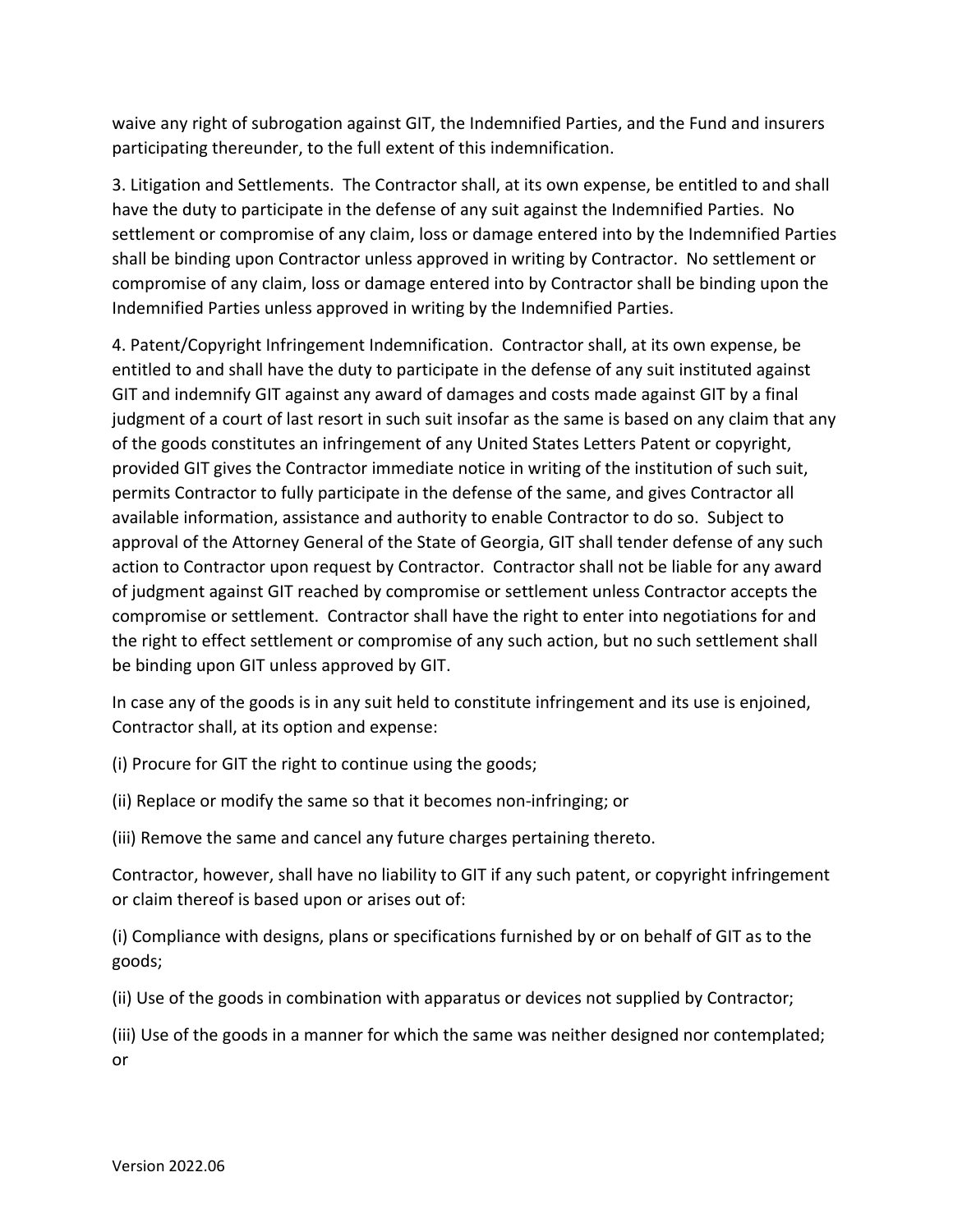waive any right of subrogation against GIT, the Indemnified Parties, and the Fund and insurers participating thereunder, to the full extent of this indemnification.

3. Litigation and Settlements. The Contractor shall, at its own expense, be entitled to and shall have the duty to participate in the defense of any suit against the Indemnified Parties. No settlement or compromise of any claim, loss or damage entered into by the Indemnified Parties shall be binding upon Contractor unless approved in writing by Contractor. No settlement or compromise of any claim, loss or damage entered into by Contractor shall be binding upon the Indemnified Parties unless approved in writing by the Indemnified Parties.

4. Patent/Copyright Infringement Indemnification. Contractor shall, at its own expense, be entitled to and shall have the duty to participate in the defense of any suit instituted against GIT and indemnify GIT against any award of damages and costs made against GIT by a final judgment of a court of last resort in such suit insofar as the same is based on any claim that any of the goods constitutes an infringement of any United States Letters Patent or copyright, provided GIT gives the Contractor immediate notice in writing of the institution of such suit, permits Contractor to fully participate in the defense of the same, and gives Contractor all available information, assistance and authority to enable Contractor to do so. Subject to approval of the Attorney General of the State of Georgia, GIT shall tender defense of any such action to Contractor upon request by Contractor. Contractor shall not be liable for any award of judgment against GIT reached by compromise or settlement unless Contractor accepts the compromise or settlement. Contractor shall have the right to enter into negotiations for and the right to effect settlement or compromise of any such action, but no such settlement shall be binding upon GIT unless approved by GIT.

In case any of the goods is in any suit held to constitute infringement and its use is enjoined, Contractor shall, at its option and expense:

(i) Procure for GIT the right to continue using the goods;

(ii) Replace or modify the same so that it becomes non-infringing; or

(iii) Remove the same and cancel any future charges pertaining thereto.

Contractor, however, shall have no liability to GIT if any such patent, or copyright infringement or claim thereof is based upon or arises out of:

(i) Compliance with designs, plans or specifications furnished by or on behalf of GIT as to the goods;

(ii) Use of the goods in combination with apparatus or devices not supplied by Contractor;

(iii) Use of the goods in a manner for which the same was neither designed nor contemplated; or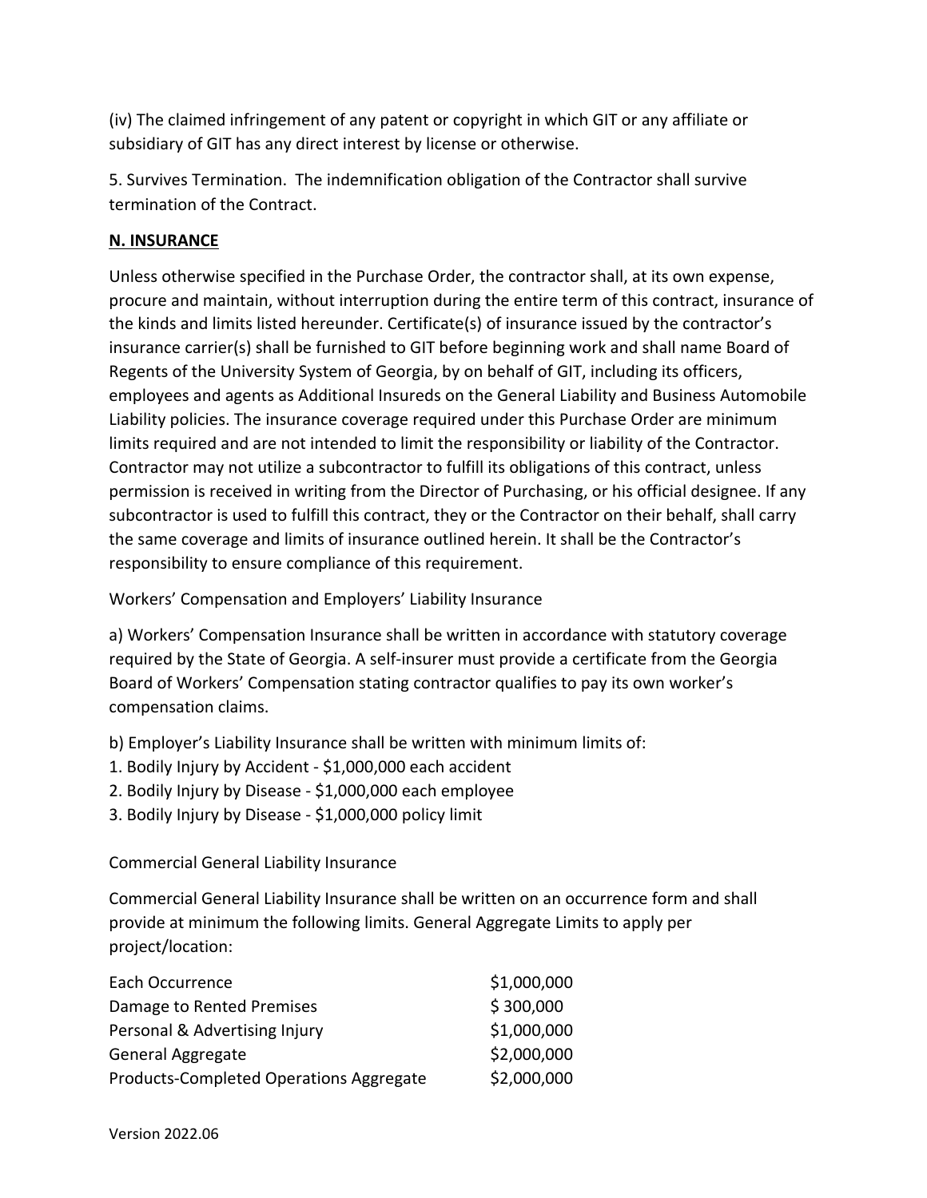(iv) The claimed infringement of any patent or copyright in which GIT or any affiliate or subsidiary of GIT has any direct interest by license or otherwise.

5. Survives Termination. The indemnification obligation of the Contractor shall survive termination of the Contract.

**N. INSURANCE**

Unless otherwise specified in the Purchase Order, the contractor shall, at its own expense, procure and maintain, without interruption during the entire term of this contract, insurance of the kinds and limits listed hereunder. Certificate(s) of insurance issued by the contractor's insurance carrier(s) shall be furnished to GIT before beginning work and shall name Board of Regents of the University System of Georgia, by on behalf of GIT, including its officers, employees and agents as Additional Insureds on the General Liability and Business Automobile Liability policies. The insurance coverage required under this Purchase Order are minimum limits required and are not intended to limit the responsibility or liability of the Contractor. Contractor may not utilize a subcontractor to fulfill its obligations of this contract, unless permission is received in writing from the Director of Purchasing, or his official designee. If any subcontractor is used to fulfill this contract, they or the Contractor on their behalf, shall carry the same coverage and limits of insurance outlined herein. It shall be the Contractor's responsibility to ensure compliance of this requirement.

Workers' Compensation and Employers' Liability Insurance

a) Workers' Compensation Insurance shall be written in accordance with statutory coverage required by the State of Georgia. A self-insurer must provide a certificate from the Georgia Board of Workers' Compensation stating contractor qualifies to pay its own worker's compensation claims.

b) Employer's Liability Insurance shall be written with minimum limits of:
1. Bodily Injury by Accident - $1,000,000 each accident
2. Bodily Injury by Disease - $1,000,000 each employee
3. Bodily Injury by Disease - $1,000,000 policy limit

Commercial General Liability Insurance

Commercial General Liability Insurance shall be written on an occurrence form and shall provide at minimum the following limits. General Aggregate Limits to apply per project/location:

| | |
|---|---|
| Each Occurrence | $1,000,000 |
| Damage to Rented Premises | $ 300,000 |
| Personal & Advertising Injury | $1,000,000 |
| General Aggregate | $2,000,000 |
| Products-Completed Operations Aggregate | $2,000,000 |

Version 2022.06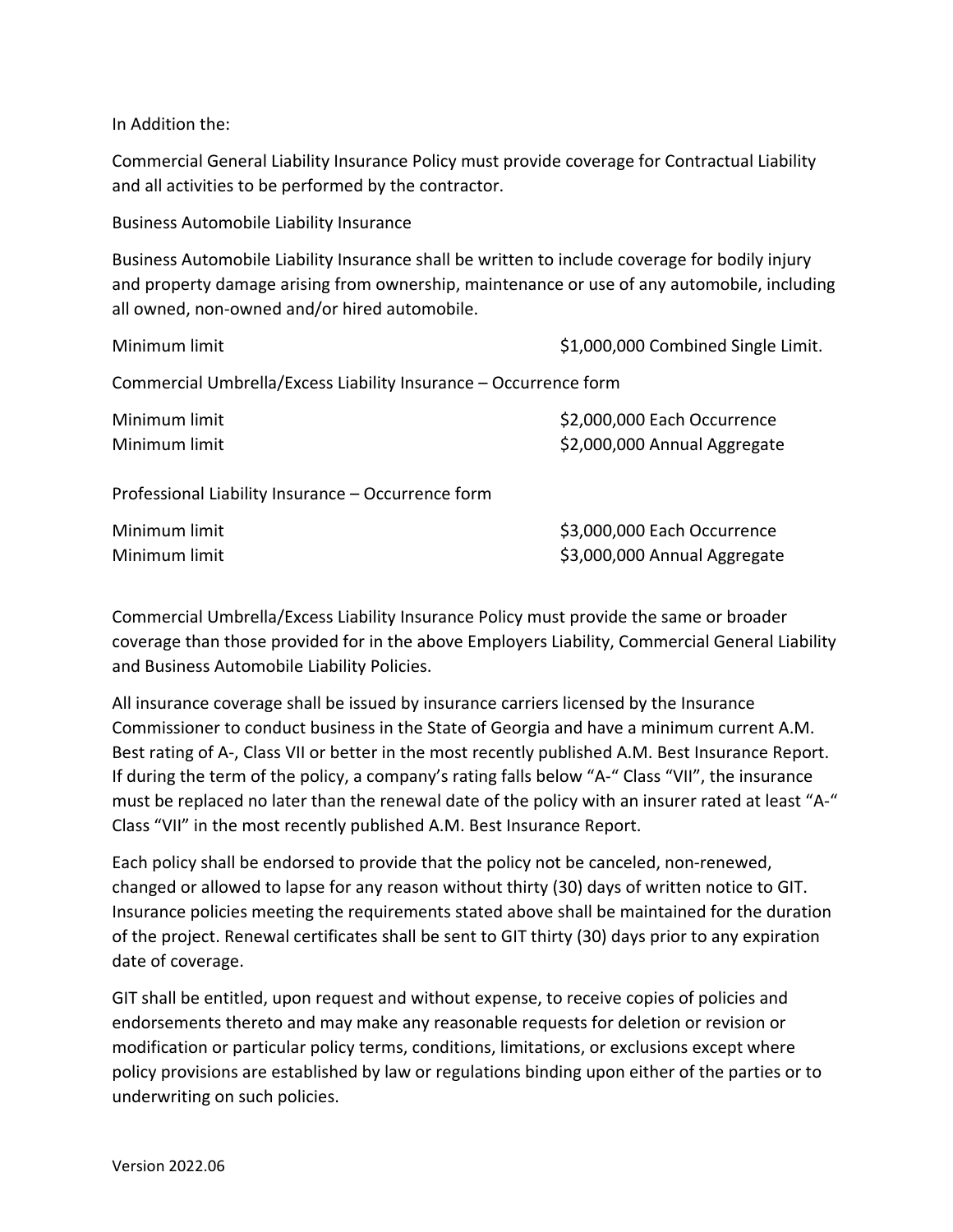In Addition the:

Commercial General Liability Insurance Policy must provide coverage for Contractual Liability and all activities to be performed by the contractor.

Business Automobile Liability Insurance

Business Automobile Liability Insurance shall be written to include coverage for bodily injury and property damage arising from ownership, maintenance or use of any automobile, including all owned, non-owned and/or hired automobile.

| | |
|---|---|
| Minimum limit | $1,000,000 Combined Single Limit. |

Commercial Umbrella/Excess Liability Insurance – Occurrence form

| | |
|---|---|
| Minimum limit | $2,000,000 Each Occurrence |
| Minimum limit | $2,000,000 Annual Aggregate |

Professional Liability Insurance – Occurrence form

| | |
|---|---|
| Minimum limit | $3,000,000 Each Occurrence |
| Minimum limit | $3,000,000 Annual Aggregate |

Commercial Umbrella/Excess Liability Insurance Policy must provide the same or broader coverage than those provided for in the above Employers Liability, Commercial General Liability and Business Automobile Liability Policies.

All insurance coverage shall be issued by insurance carriers licensed by the Insurance Commissioner to conduct business in the State of Georgia and have a minimum current A.M. Best rating of A-, Class VII or better in the most recently published A.M. Best Insurance Report. If during the term of the policy, a company's rating falls below "A-" Class "VII", the insurance must be replaced no later than the renewal date of the policy with an insurer rated at least "A-" Class "VII" in the most recently published A.M. Best Insurance Report.

Each policy shall be endorsed to provide that the policy not be canceled, non-renewed, changed or allowed to lapse for any reason without thirty (30) days of written notice to GIT. Insurance policies meeting the requirements stated above shall be maintained for the duration of the project. Renewal certificates shall be sent to GIT thirty (30) days prior to any expiration date of coverage.

GIT shall be entitled, upon request and without expense, to receive copies of policies and endorsements thereto and may make any reasonable requests for deletion or revision or modification or particular policy terms, conditions, limitations, or exclusions except where policy provisions are established by law or regulations binding upon either of the parties or to underwriting on such policies.

Version 2022.06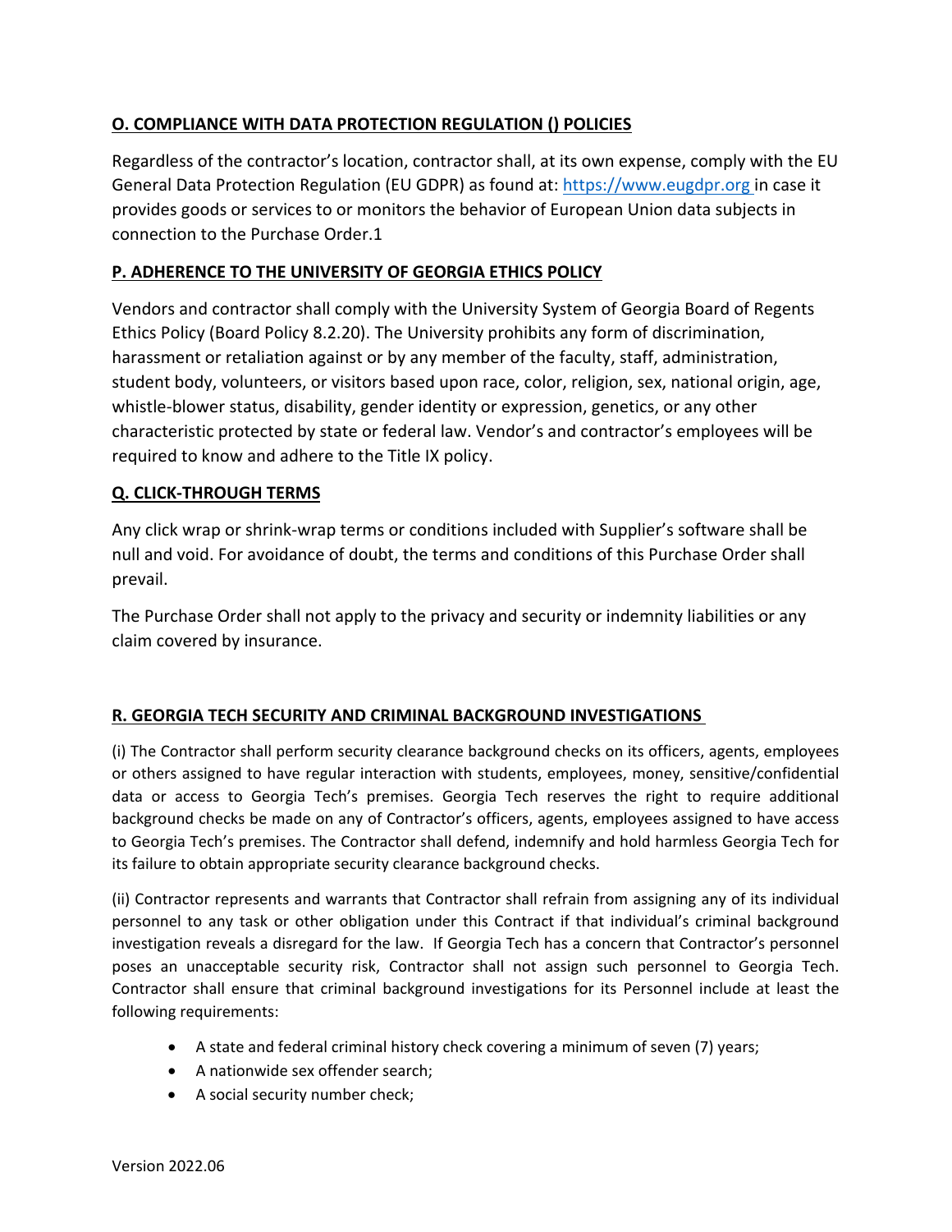**O. COMPLIANCE WITH DATA PROTECTION REGULATION () POLICIES**

Regardless of the contractor's location, contractor shall, at its own expense, comply with the EU General Data Protection Regulation (EU GDPR) as found at: https://www.eugdpr.org in case it provides goods or services to or monitors the behavior of European Union data subjects in connection to the Purchase Order.1

**P. ADHERENCE TO THE UNIVERSITY OF GEORGIA ETHICS POLICY**

Vendors and contractor shall comply with the University System of Georgia Board of Regents Ethics Policy (Board Policy 8.2.20). The University prohibits any form of discrimination, harassment or retaliation against or by any member of the faculty, staff, administration, student body, volunteers, or visitors based upon race, color, religion, sex, national origin, age, whistle-blower status, disability, gender identity or expression, genetics, or any other characteristic protected by state or federal law. Vendor's and contractor's employees will be required to know and adhere to the Title IX policy.

**Q. CLICK-THROUGH TERMS**

Any click wrap or shrink-wrap terms or conditions included with Supplier's software shall be null and void. For avoidance of doubt, the terms and conditions of this Purchase Order shall prevail.

The Purchase Order shall not apply to the privacy and security or indemnity liabilities or any claim covered by insurance.

**R. GEORGIA TECH SECURITY AND CRIMINAL BACKGROUND INVESTIGATIONS**

(i) The Contractor shall perform security clearance background checks on its officers, agents, employees or others assigned to have regular interaction with students, employees, money, sensitive/confidential data or access to Georgia Tech's premises. Georgia Tech reserves the right to require additional background checks be made on any of Contractor's officers, agents, employees assigned to have access to Georgia Tech's premises. The Contractor shall defend, indemnify and hold harmless Georgia Tech for its failure to obtain appropriate security clearance background checks.

(ii) Contractor represents and warrants that Contractor shall refrain from assigning any of its individual personnel to any task or other obligation under this Contract if that individual's criminal background investigation reveals a disregard for the law. If Georgia Tech has a concern that Contractor's personnel poses an unacceptable security risk, Contractor shall not assign such personnel to Georgia Tech. Contractor shall ensure that criminal background investigations for its Personnel include at least the following requirements:

- A state and federal criminal history check covering a minimum of seven (7) years;
- A nationwide sex offender search;
- A social security number check;

Version 2022.06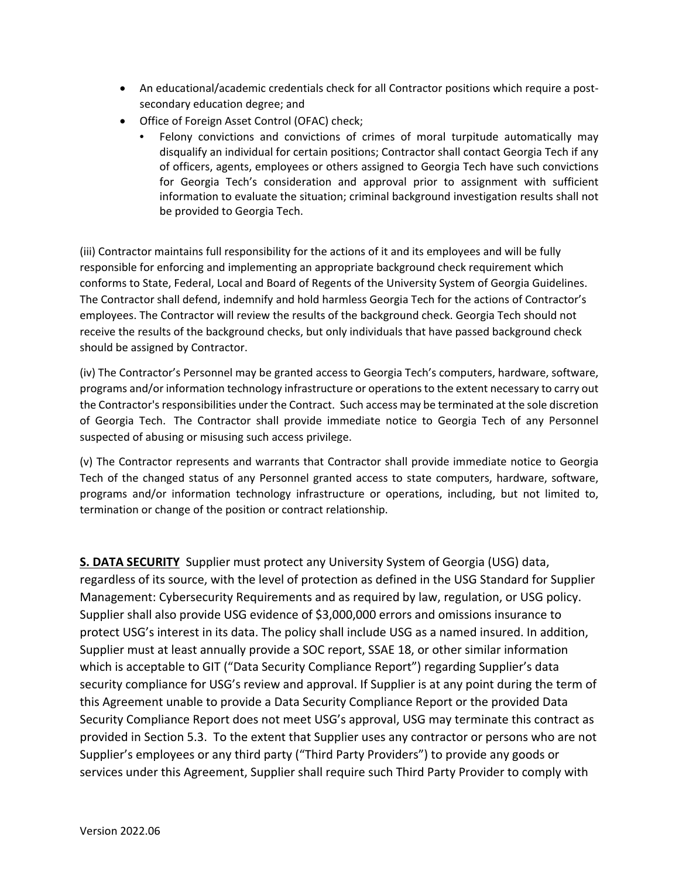- An educational/academic credentials check for all Contractor positions which require a post-secondary education degree; and
- Office of Foreign Asset Control (OFAC) check;
  - Felony convictions and convictions of crimes of moral turpitude automatically may disqualify an individual for certain positions; Contractor shall contact Georgia Tech if any of officers, agents, employees or others assigned to Georgia Tech have such convictions for Georgia Tech's consideration and approval prior to assignment with sufficient information to evaluate the situation; criminal background investigation results shall not be provided to Georgia Tech.

(iii) Contractor maintains full responsibility for the actions of it and its employees and will be fully responsible for enforcing and implementing an appropriate background check requirement which conforms to State, Federal, Local and Board of Regents of the University System of Georgia Guidelines. The Contractor shall defend, indemnify and hold harmless Georgia Tech for the actions of Contractor's employees. The Contractor will review the results of the background check. Georgia Tech should not receive the results of the background checks, but only individuals that have passed background check should be assigned by Contractor.

(iv) The Contractor's Personnel may be granted access to Georgia Tech's computers, hardware, software, programs and/or information technology infrastructure or operations to the extent necessary to carry out the Contractor's responsibilities under the Contract. Such access may be terminated at the sole discretion of Georgia Tech. The Contractor shall provide immediate notice to Georgia Tech of any Personnel suspected of abusing or misusing such access privilege.

(v) The Contractor represents and warrants that Contractor shall provide immediate notice to Georgia Tech of the changed status of any Personnel granted access to state computers, hardware, software, programs and/or information technology infrastructure or operations, including, but not limited to, termination or change of the position or contract relationship.

**S. DATA SECURITY** Supplier must protect any University System of Georgia (USG) data, regardless of its source, with the level of protection as defined in the USG Standard for Supplier Management: Cybersecurity Requirements and as required by law, regulation, or USG policy. Supplier shall also provide USG evidence of $3,000,000 errors and omissions insurance to protect USG's interest in its data. The policy shall include USG as a named insured. In addition, Supplier must at least annually provide a SOC report, SSAE 18, or other similar information which is acceptable to GIT ("Data Security Compliance Report") regarding Supplier's data security compliance for USG's review and approval. If Supplier is at any point during the term of this Agreement unable to provide a Data Security Compliance Report or the provided Data Security Compliance Report does not meet USG's approval, USG may terminate this contract as provided in Section 5.3. To the extent that Supplier uses any contractor or persons who are not Supplier's employees or any third party ("Third Party Providers") to provide any goods or services under this Agreement, Supplier shall require such Third Party Provider to comply with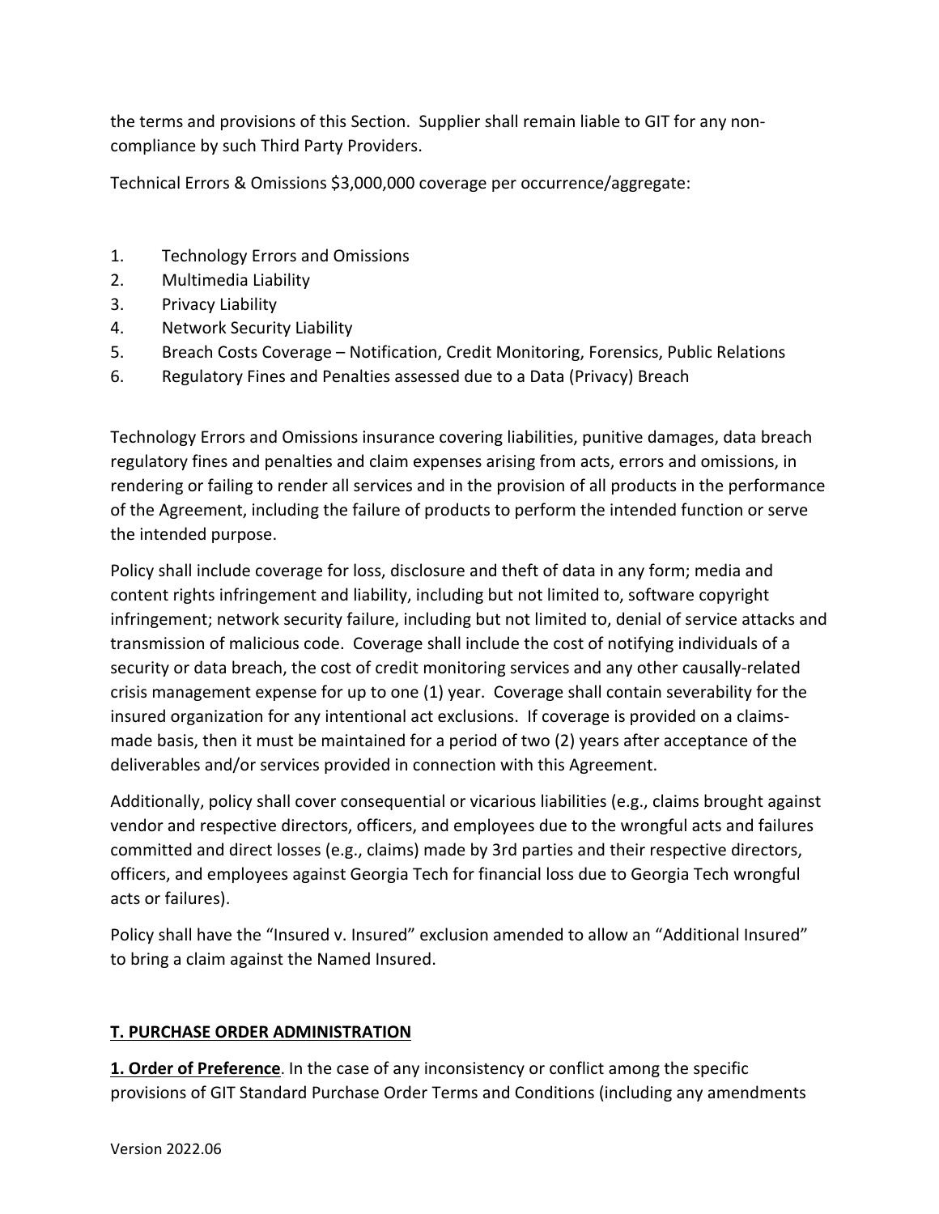the terms and provisions of this Section. Supplier shall remain liable to GIT for any non-compliance by such Third Party Providers.

Technical Errors & Omissions $3,000,000 coverage per occurrence/aggregate:

1. Technology Errors and Omissions
2. Multimedia Liability
3. Privacy Liability
4. Network Security Liability
5. Breach Costs Coverage – Notification, Credit Monitoring, Forensics, Public Relations
6. Regulatory Fines and Penalties assessed due to a Data (Privacy) Breach

Technology Errors and Omissions insurance covering liabilities, punitive damages, data breach regulatory fines and penalties and claim expenses arising from acts, errors and omissions, in rendering or failing to render all services and in the provision of all products in the performance of the Agreement, including the failure of products to perform the intended function or serve the intended purpose.

Policy shall include coverage for loss, disclosure and theft of data in any form; media and content rights infringement and liability, including but not limited to, software copyright infringement; network security failure, including but not limited to, denial of service attacks and transmission of malicious code. Coverage shall include the cost of notifying individuals of a security or data breach, the cost of credit monitoring services and any other causally-related crisis management expense for up to one (1) year. Coverage shall contain severability for the insured organization for any intentional act exclusions. If coverage is provided on a claims-made basis, then it must be maintained for a period of two (2) years after acceptance of the deliverables and/or services provided in connection with this Agreement.

Additionally, policy shall cover consequential or vicarious liabilities (e.g., claims brought against vendor and respective directors, officers, and employees due to the wrongful acts and failures committed and direct losses (e.g., claims) made by 3rd parties and their respective directors, officers, and employees against Georgia Tech for financial loss due to Georgia Tech wrongful acts or failures).

Policy shall have the "Insured v. Insured" exclusion amended to allow an "Additional Insured" to bring a claim against the Named Insured.

## T. PURCHASE ORDER ADMINISTRATION

**1. Order of Preference**. In the case of any inconsistency or conflict among the specific provisions of GIT Standard Purchase Order Terms and Conditions (including any amendments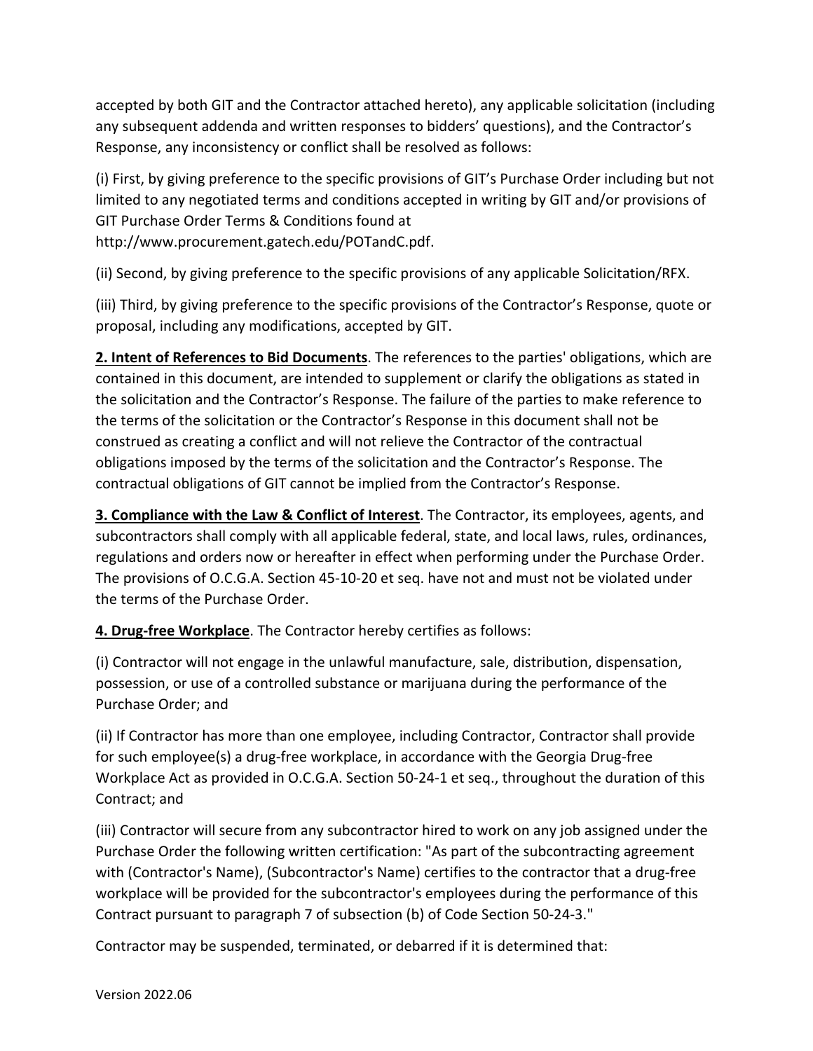accepted by both GIT and the Contractor attached hereto), any applicable solicitation (including any subsequent addenda and written responses to bidders' questions), and the Contractor's Response, any inconsistency or conflict shall be resolved as follows:

(i) First, by giving preference to the specific provisions of GIT's Purchase Order including but not limited to any negotiated terms and conditions accepted in writing by GIT and/or provisions of GIT Purchase Order Terms & Conditions found at http://www.procurement.gatech.edu/POTandC.pdf.

(ii) Second, by giving preference to the specific provisions of any applicable Solicitation/RFX.

(iii) Third, by giving preference to the specific provisions of the Contractor's Response, quote or proposal, including any modifications, accepted by GIT.

**2. Intent of References to Bid Documents**. The references to the parties' obligations, which are contained in this document, are intended to supplement or clarify the obligations as stated in the solicitation and the Contractor's Response. The failure of the parties to make reference to the terms of the solicitation or the Contractor's Response in this document shall not be construed as creating a conflict and will not relieve the Contractor of the contractual obligations imposed by the terms of the solicitation and the Contractor's Response. The contractual obligations of GIT cannot be implied from the Contractor's Response.

**3. Compliance with the Law & Conflict of Interest**. The Contractor, its employees, agents, and subcontractors shall comply with all applicable federal, state, and local laws, rules, ordinances, regulations and orders now or hereafter in effect when performing under the Purchase Order. The provisions of O.C.G.A. Section 45-10-20 et seq. have not and must not be violated under the terms of the Purchase Order.

**4. Drug-free Workplace**. The Contractor hereby certifies as follows:

(i) Contractor will not engage in the unlawful manufacture, sale, distribution, dispensation, possession, or use of a controlled substance or marijuana during the performance of the Purchase Order; and

(ii) If Contractor has more than one employee, including Contractor, Contractor shall provide for such employee(s) a drug-free workplace, in accordance with the Georgia Drug-free Workplace Act as provided in O.C.G.A. Section 50-24-1 et seq., throughout the duration of this Contract; and

(iii) Contractor will secure from any subcontractor hired to work on any job assigned under the Purchase Order the following written certification: "As part of the subcontracting agreement with (Contractor's Name), (Subcontractor's Name) certifies to the contractor that a drug-free workplace will be provided for the subcontractor's employees during the performance of this Contract pursuant to paragraph 7 of subsection (b) of Code Section 50-24-3."

Contractor may be suspended, terminated, or debarred if it is determined that:

Version 2022.06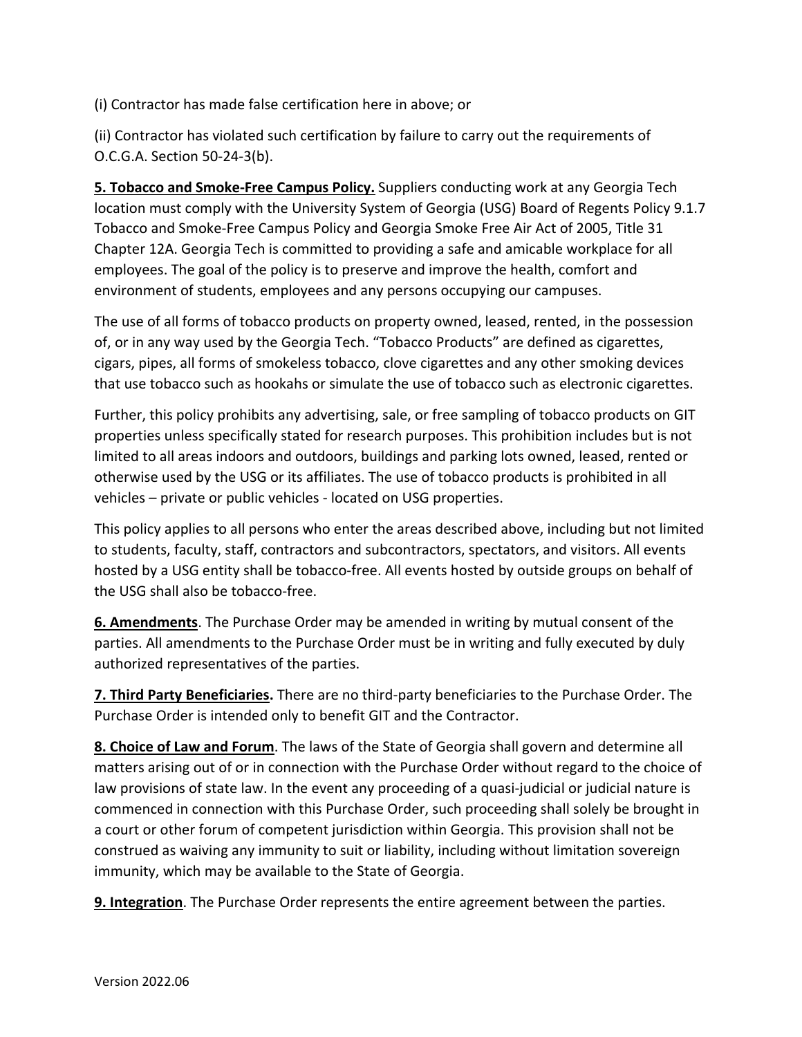(i) Contractor has made false certification here in above; or

(ii) Contractor has violated such certification by failure to carry out the requirements of O.C.G.A. Section 50-24-3(b).

**5. Tobacco and Smoke-Free Campus Policy.** Suppliers conducting work at any Georgia Tech location must comply with the University System of Georgia (USG) Board of Regents Policy 9.1.7 Tobacco and Smoke-Free Campus Policy and Georgia Smoke Free Air Act of 2005, Title 31 Chapter 12A. Georgia Tech is committed to providing a safe and amicable workplace for all employees. The goal of the policy is to preserve and improve the health, comfort and environment of students, employees and any persons occupying our campuses.

The use of all forms of tobacco products on property owned, leased, rented, in the possession of, or in any way used by the Georgia Tech. "Tobacco Products" are defined as cigarettes, cigars, pipes, all forms of smokeless tobacco, clove cigarettes and any other smoking devices that use tobacco such as hookahs or simulate the use of tobacco such as electronic cigarettes.

Further, this policy prohibits any advertising, sale, or free sampling of tobacco products on GIT properties unless specifically stated for research purposes. This prohibition includes but is not limited to all areas indoors and outdoors, buildings and parking lots owned, leased, rented or otherwise used by the USG or its affiliates. The use of tobacco products is prohibited in all vehicles – private or public vehicles - located on USG properties.

This policy applies to all persons who enter the areas described above, including but not limited to students, faculty, staff, contractors and subcontractors, spectators, and visitors. All events hosted by a USG entity shall be tobacco-free. All events hosted by outside groups on behalf of the USG shall also be tobacco-free.

**6. Amendments**. The Purchase Order may be amended in writing by mutual consent of the parties. All amendments to the Purchase Order must be in writing and fully executed by duly authorized representatives of the parties.

**7. Third Party Beneficiaries.** There are no third-party beneficiaries to the Purchase Order. The Purchase Order is intended only to benefit GIT and the Contractor.

**8. Choice of Law and Forum**. The laws of the State of Georgia shall govern and determine all matters arising out of or in connection with the Purchase Order without regard to the choice of law provisions of state law. In the event any proceeding of a quasi-judicial or judicial nature is commenced in connection with this Purchase Order, such proceeding shall solely be brought in a court or other forum of competent jurisdiction within Georgia. This provision shall not be construed as waiving any immunity to suit or liability, including without limitation sovereign immunity, which may be available to the State of Georgia.

**9. Integration**. The Purchase Order represents the entire agreement between the parties.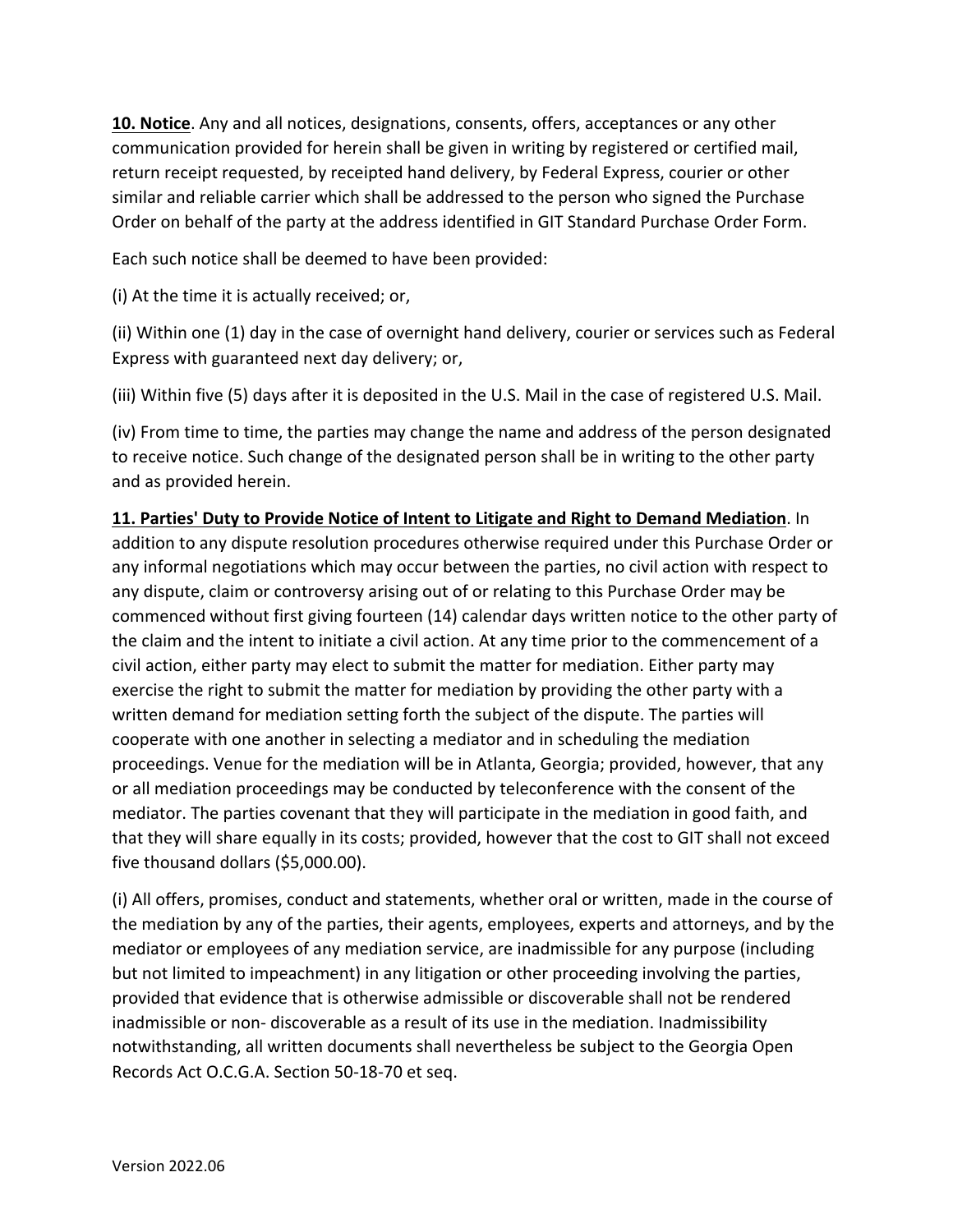**10. Notice**. Any and all notices, designations, consents, offers, acceptances or any other communication provided for herein shall be given in writing by registered or certified mail, return receipt requested, by receipted hand delivery, by Federal Express, courier or other similar and reliable carrier which shall be addressed to the person who signed the Purchase Order on behalf of the party at the address identified in GIT Standard Purchase Order Form.

Each such notice shall be deemed to have been provided:

(i) At the time it is actually received; or,

(ii) Within one (1) day in the case of overnight hand delivery, courier or services such as Federal Express with guaranteed next day delivery; or,

(iii) Within five (5) days after it is deposited in the U.S. Mail in the case of registered U.S. Mail.

(iv) From time to time, the parties may change the name and address of the person designated to receive notice. Such change of the designated person shall be in writing to the other party and as provided herein.

**11. Parties' Duty to Provide Notice of Intent to Litigate and Right to Demand Mediation**. In addition to any dispute resolution procedures otherwise required under this Purchase Order or any informal negotiations which may occur between the parties, no civil action with respect to any dispute, claim or controversy arising out of or relating to this Purchase Order may be commenced without first giving fourteen (14) calendar days written notice to the other party of the claim and the intent to initiate a civil action. At any time prior to the commencement of a civil action, either party may elect to submit the matter for mediation. Either party may exercise the right to submit the matter for mediation by providing the other party with a written demand for mediation setting forth the subject of the dispute. The parties will cooperate with one another in selecting a mediator and in scheduling the mediation proceedings. Venue for the mediation will be in Atlanta, Georgia; provided, however, that any or all mediation proceedings may be conducted by teleconference with the consent of the mediator. The parties covenant that they will participate in the mediation in good faith, and that they will share equally in its costs; provided, however that the cost to GIT shall not exceed five thousand dollars ($5,000.00).

(i) All offers, promises, conduct and statements, whether oral or written, made in the course of the mediation by any of the parties, their agents, employees, experts and attorneys, and by the mediator or employees of any mediation service, are inadmissible for any purpose (including but not limited to impeachment) in any litigation or other proceeding involving the parties, provided that evidence that is otherwise admissible or discoverable shall not be rendered inadmissible or non- discoverable as a result of its use in the mediation. Inadmissibility notwithstanding, all written documents shall nevertheless be subject to the Georgia Open Records Act O.C.G.A. Section 50-18-70 et seq.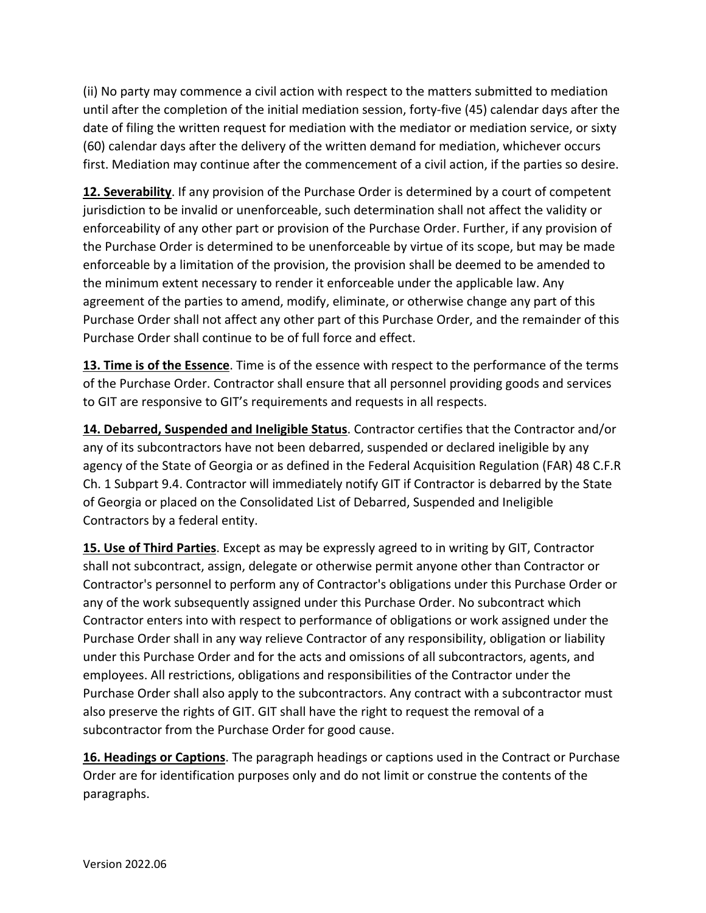(ii) No party may commence a civil action with respect to the matters submitted to mediation until after the completion of the initial mediation session, forty-five (45) calendar days after the date of filing the written request for mediation with the mediator or mediation service, or sixty (60) calendar days after the delivery of the written demand for mediation, whichever occurs first. Mediation may continue after the commencement of a civil action, if the parties so desire.

**12. Severability**. If any provision of the Purchase Order is determined by a court of competent jurisdiction to be invalid or unenforceable, such determination shall not affect the validity or enforceability of any other part or provision of the Purchase Order. Further, if any provision of the Purchase Order is determined to be unenforceable by virtue of its scope, but may be made enforceable by a limitation of the provision, the provision shall be deemed to be amended to the minimum extent necessary to render it enforceable under the applicable law. Any agreement of the parties to amend, modify, eliminate, or otherwise change any part of this Purchase Order shall not affect any other part of this Purchase Order, and the remainder of this Purchase Order shall continue to be of full force and effect.

**13. Time is of the Essence**. Time is of the essence with respect to the performance of the terms of the Purchase Order. Contractor shall ensure that all personnel providing goods and services to GIT are responsive to GIT's requirements and requests in all respects.

**14. Debarred, Suspended and Ineligible Status**. Contractor certifies that the Contractor and/or any of its subcontractors have not been debarred, suspended or declared ineligible by any agency of the State of Georgia or as defined in the Federal Acquisition Regulation (FAR) 48 C.F.R Ch. 1 Subpart 9.4. Contractor will immediately notify GIT if Contractor is debarred by the State of Georgia or placed on the Consolidated List of Debarred, Suspended and Ineligible Contractors by a federal entity.

**15. Use of Third Parties**. Except as may be expressly agreed to in writing by GIT, Contractor shall not subcontract, assign, delegate or otherwise permit anyone other than Contractor or Contractor's personnel to perform any of Contractor's obligations under this Purchase Order or any of the work subsequently assigned under this Purchase Order. No subcontract which Contractor enters into with respect to performance of obligations or work assigned under the Purchase Order shall in any way relieve Contractor of any responsibility, obligation or liability under this Purchase Order and for the acts and omissions of all subcontractors, agents, and employees. All restrictions, obligations and responsibilities of the Contractor under the Purchase Order shall also apply to the subcontractors. Any contract with a subcontractor must also preserve the rights of GIT. GIT shall have the right to request the removal of a subcontractor from the Purchase Order for good cause.

**16. Headings or Captions**. The paragraph headings or captions used in the Contract or Purchase Order are for identification purposes only and do not limit or construe the contents of the paragraphs.

Version 2022.06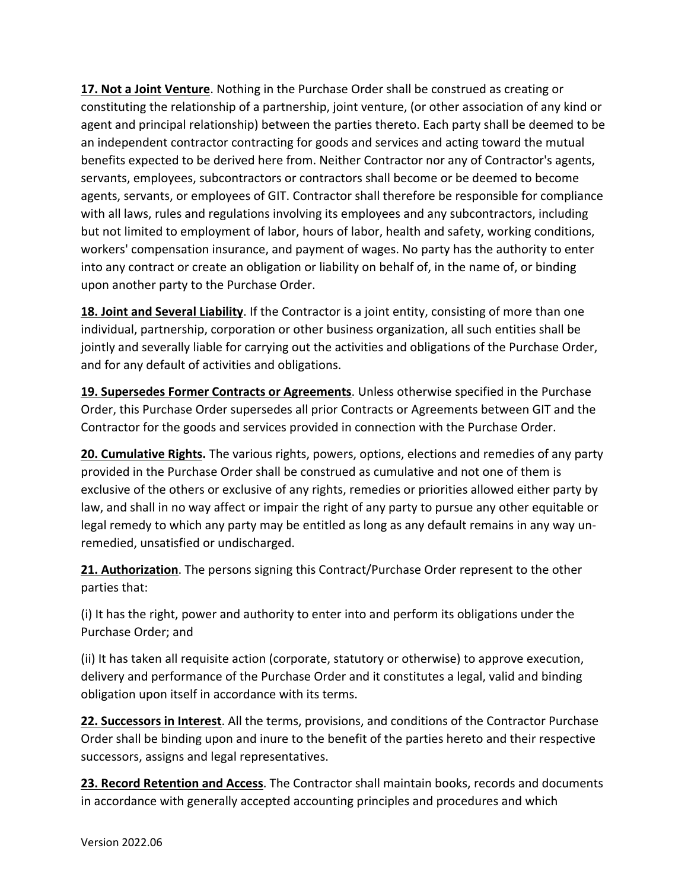**17. Not a Joint Venture**. Nothing in the Purchase Order shall be construed as creating or constituting the relationship of a partnership, joint venture, (or other association of any kind or agent and principal relationship) between the parties thereto. Each party shall be deemed to be an independent contractor contracting for goods and services and acting toward the mutual benefits expected to be derived here from. Neither Contractor nor any of Contractor's agents, servants, employees, subcontractors or contractors shall become or be deemed to become agents, servants, or employees of GIT. Contractor shall therefore be responsible for compliance with all laws, rules and regulations involving its employees and any subcontractors, including but not limited to employment of labor, hours of labor, health and safety, working conditions, workers' compensation insurance, and payment of wages. No party has the authority to enter into any contract or create an obligation or liability on behalf of, in the name of, or binding upon another party to the Purchase Order.

**18. Joint and Several Liability**. If the Contractor is a joint entity, consisting of more than one individual, partnership, corporation or other business organization, all such entities shall be jointly and severally liable for carrying out the activities and obligations of the Purchase Order, and for any default of activities and obligations.

**19. Supersedes Former Contracts or Agreements**. Unless otherwise specified in the Purchase Order, this Purchase Order supersedes all prior Contracts or Agreements between GIT and the Contractor for the goods and services provided in connection with the Purchase Order.

**20. Cumulative Rights.** The various rights, powers, options, elections and remedies of any party provided in the Purchase Order shall be construed as cumulative and not one of them is exclusive of the others or exclusive of any rights, remedies or priorities allowed either party by law, and shall in no way affect or impair the right of any party to pursue any other equitable or legal remedy to which any party may be entitled as long as any default remains in any way un-remedied, unsatisfied or undischarged.

**21. Authorization**. The persons signing this Contract/Purchase Order represent to the other parties that:

(i) It has the right, power and authority to enter into and perform its obligations under the Purchase Order; and

(ii) It has taken all requisite action (corporate, statutory or otherwise) to approve execution, delivery and performance of the Purchase Order and it constitutes a legal, valid and binding obligation upon itself in accordance with its terms.

**22. Successors in Interest**. All the terms, provisions, and conditions of the Contractor Purchase Order shall be binding upon and inure to the benefit of the parties hereto and their respective successors, assigns and legal representatives.

**23. Record Retention and Access**. The Contractor shall maintain books, records and documents in accordance with generally accepted accounting principles and procedures and which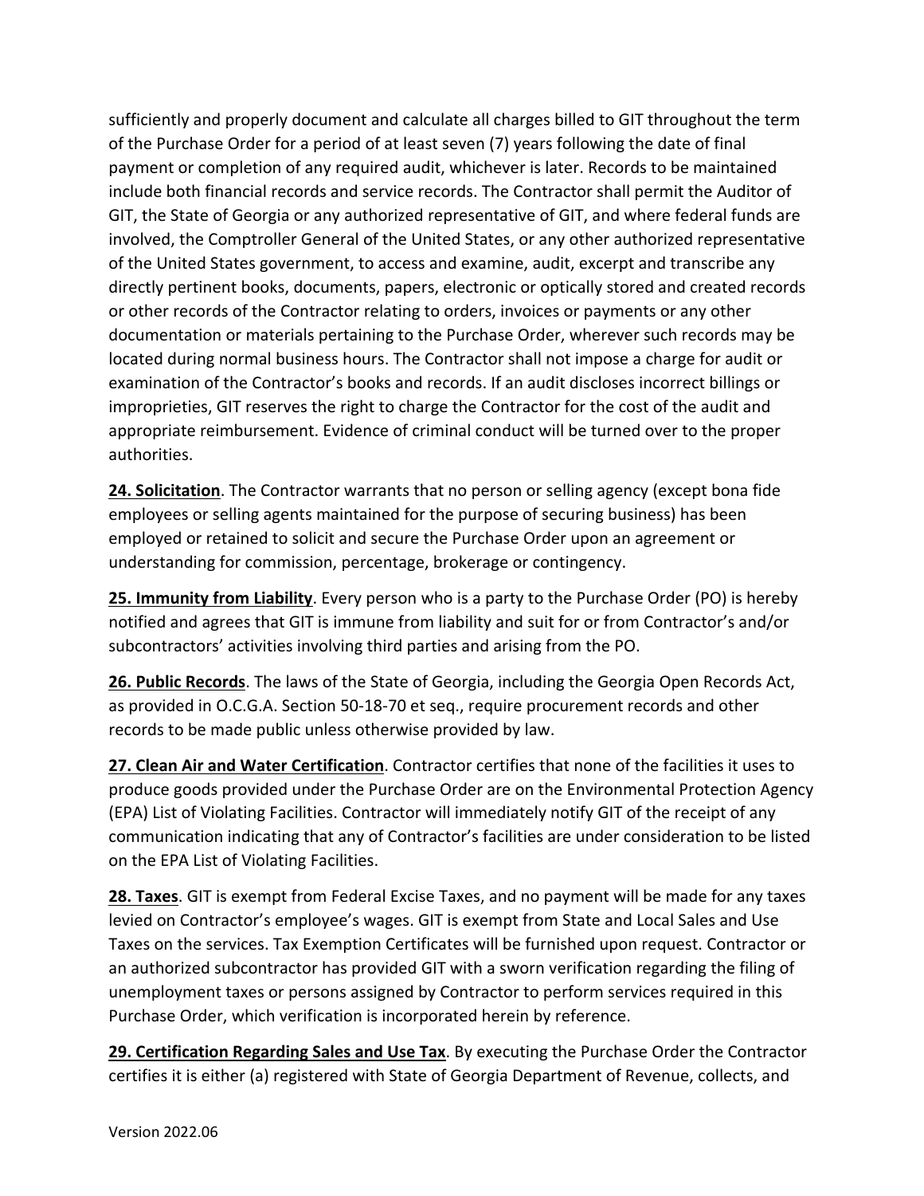sufficiently and properly document and calculate all charges billed to GIT throughout the term of the Purchase Order for a period of at least seven (7) years following the date of final payment or completion of any required audit, whichever is later. Records to be maintained include both financial records and service records. The Contractor shall permit the Auditor of GIT, the State of Georgia or any authorized representative of GIT, and where federal funds are involved, the Comptroller General of the United States, or any other authorized representative of the United States government, to access and examine, audit, excerpt and transcribe any directly pertinent books, documents, papers, electronic or optically stored and created records or other records of the Contractor relating to orders, invoices or payments or any other documentation or materials pertaining to the Purchase Order, wherever such records may be located during normal business hours. The Contractor shall not impose a charge for audit or examination of the Contractor's books and records. If an audit discloses incorrect billings or improprieties, GIT reserves the right to charge the Contractor for the cost of the audit and appropriate reimbursement. Evidence of criminal conduct will be turned over to the proper authorities.

**24. Solicitation**. The Contractor warrants that no person or selling agency (except bona fide employees or selling agents maintained for the purpose of securing business) has been employed or retained to solicit and secure the Purchase Order upon an agreement or understanding for commission, percentage, brokerage or contingency.

**25. Immunity from Liability**. Every person who is a party to the Purchase Order (PO) is hereby notified and agrees that GIT is immune from liability and suit for or from Contractor's and/or subcontractors' activities involving third parties and arising from the PO.

**26. Public Records**. The laws of the State of Georgia, including the Georgia Open Records Act, as provided in O.C.G.A. Section 50-18-70 et seq., require procurement records and other records to be made public unless otherwise provided by law.

**27. Clean Air and Water Certification**. Contractor certifies that none of the facilities it uses to produce goods provided under the Purchase Order are on the Environmental Protection Agency (EPA) List of Violating Facilities. Contractor will immediately notify GIT of the receipt of any communication indicating that any of Contractor's facilities are under consideration to be listed on the EPA List of Violating Facilities.

**28. Taxes**. GIT is exempt from Federal Excise Taxes, and no payment will be made for any taxes levied on Contractor's employee's wages. GIT is exempt from State and Local Sales and Use Taxes on the services. Tax Exemption Certificates will be furnished upon request. Contractor or an authorized subcontractor has provided GIT with a sworn verification regarding the filing of unemployment taxes or persons assigned by Contractor to perform services required in this Purchase Order, which verification is incorporated herein by reference.

**29. Certification Regarding Sales and Use Tax**. By executing the Purchase Order the Contractor certifies it is either (a) registered with State of Georgia Department of Revenue, collects, and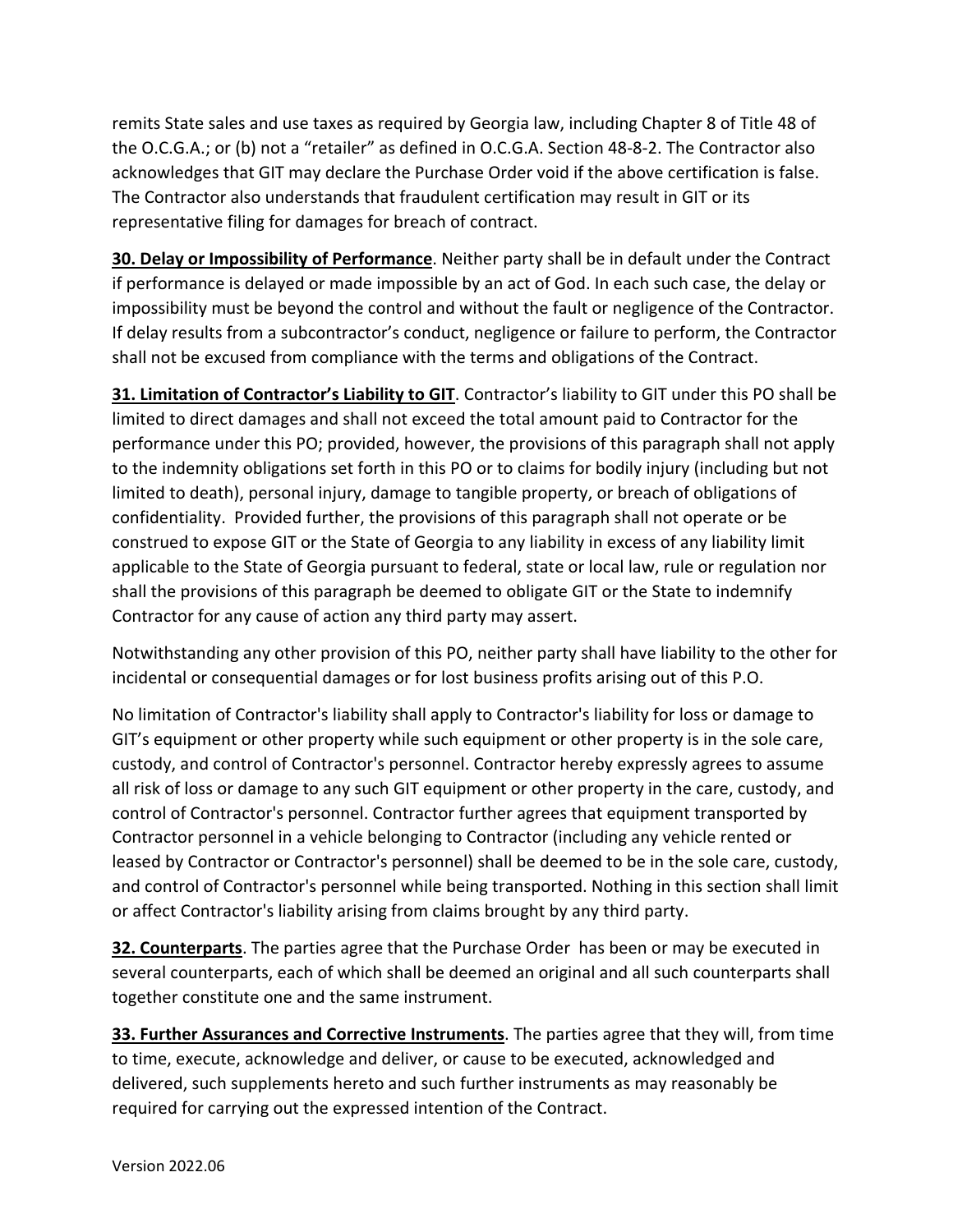remits State sales and use taxes as required by Georgia law, including Chapter 8 of Title 48 of the O.C.G.A.; or (b) not a "retailer" as defined in O.C.G.A. Section 48-8-2. The Contractor also acknowledges that GIT may declare the Purchase Order void if the above certification is false. The Contractor also understands that fraudulent certification may result in GIT or its representative filing for damages for breach of contract.

**30. Delay or Impossibility of Performance**. Neither party shall be in default under the Contract if performance is delayed or made impossible by an act of God. In each such case, the delay or impossibility must be beyond the control and without the fault or negligence of the Contractor. If delay results from a subcontractor's conduct, negligence or failure to perform, the Contractor shall not be excused from compliance with the terms and obligations of the Contract.

**31. Limitation of Contractor's Liability to GIT**. Contractor's liability to GIT under this PO shall be limited to direct damages and shall not exceed the total amount paid to Contractor for the performance under this PO; provided, however, the provisions of this paragraph shall not apply to the indemnity obligations set forth in this PO or to claims for bodily injury (including but not limited to death), personal injury, damage to tangible property, or breach of obligations of confidentiality. Provided further, the provisions of this paragraph shall not operate or be construed to expose GIT or the State of Georgia to any liability in excess of any liability limit applicable to the State of Georgia pursuant to federal, state or local law, rule or regulation nor shall the provisions of this paragraph be deemed to obligate GIT or the State to indemnify Contractor for any cause of action any third party may assert.

Notwithstanding any other provision of this PO, neither party shall have liability to the other for incidental or consequential damages or for lost business profits arising out of this P.O.

No limitation of Contractor's liability shall apply to Contractor's liability for loss or damage to GIT's equipment or other property while such equipment or other property is in the sole care, custody, and control of Contractor's personnel. Contractor hereby expressly agrees to assume all risk of loss or damage to any such GIT equipment or other property in the care, custody, and control of Contractor's personnel. Contractor further agrees that equipment transported by Contractor personnel in a vehicle belonging to Contractor (including any vehicle rented or leased by Contractor or Contractor's personnel) shall be deemed to be in the sole care, custody, and control of Contractor's personnel while being transported. Nothing in this section shall limit or affect Contractor's liability arising from claims brought by any third party.

**32. Counterparts**. The parties agree that the Purchase Order has been or may be executed in several counterparts, each of which shall be deemed an original and all such counterparts shall together constitute one and the same instrument.

**33. Further Assurances and Corrective Instruments**. The parties agree that they will, from time to time, execute, acknowledge and deliver, or cause to be executed, acknowledged and delivered, such supplements hereto and such further instruments as may reasonably be required for carrying out the expressed intention of the Contract.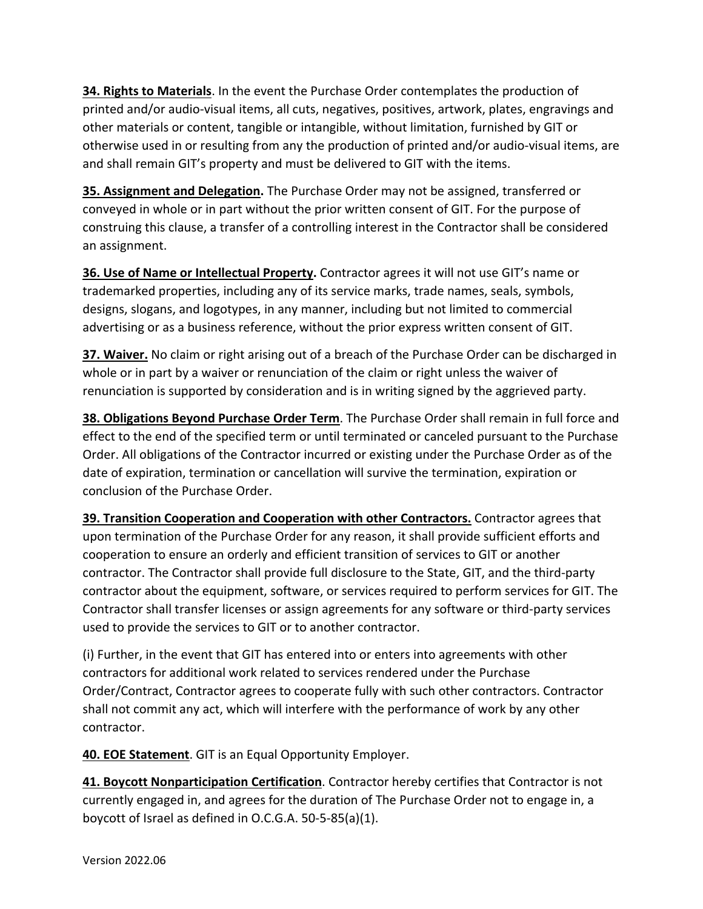**34. Rights to Materials**. In the event the Purchase Order contemplates the production of printed and/or audio-visual items, all cuts, negatives, positives, artwork, plates, engravings and other materials or content, tangible or intangible, without limitation, furnished by GIT or otherwise used in or resulting from any the production of printed and/or audio-visual items, are and shall remain GIT's property and must be delivered to GIT with the items.

**35. Assignment and Delegation.** The Purchase Order may not be assigned, transferred or conveyed in whole or in part without the prior written consent of GIT. For the purpose of construing this clause, a transfer of a controlling interest in the Contractor shall be considered an assignment.

**36. Use of Name or Intellectual Property.** Contractor agrees it will not use GIT's name or trademarked properties, including any of its service marks, trade names, seals, symbols, designs, slogans, and logotypes, in any manner, including but not limited to commercial advertising or as a business reference, without the prior express written consent of GIT.

**37. Waiver.** No claim or right arising out of a breach of the Purchase Order can be discharged in whole or in part by a waiver or renunciation of the claim or right unless the waiver of renunciation is supported by consideration and is in writing signed by the aggrieved party.

**38. Obligations Beyond Purchase Order Term**. The Purchase Order shall remain in full force and effect to the end of the specified term or until terminated or canceled pursuant to the Purchase Order. All obligations of the Contractor incurred or existing under the Purchase Order as of the date of expiration, termination or cancellation will survive the termination, expiration or conclusion of the Purchase Order.

**39. Transition Cooperation and Cooperation with other Contractors.** Contractor agrees that upon termination of the Purchase Order for any reason, it shall provide sufficient efforts and cooperation to ensure an orderly and efficient transition of services to GIT or another contractor. The Contractor shall provide full disclosure to the State, GIT, and the third-party contractor about the equipment, software, or services required to perform services for GIT. The Contractor shall transfer licenses or assign agreements for any software or third-party services used to provide the services to GIT or to another contractor.

(i) Further, in the event that GIT has entered into or enters into agreements with other contractors for additional work related to services rendered under the Purchase Order/Contract, Contractor agrees to cooperate fully with such other contractors. Contractor shall not commit any act, which will interfere with the performance of work by any other contractor.

**40. EOE Statement**. GIT is an Equal Opportunity Employer.

**41. Boycott Nonparticipation Certification**. Contractor hereby certifies that Contractor is not currently engaged in, and agrees for the duration of The Purchase Order not to engage in, a boycott of Israel as defined in O.C.G.A. 50-5-85(a)(1).

Version 2022.06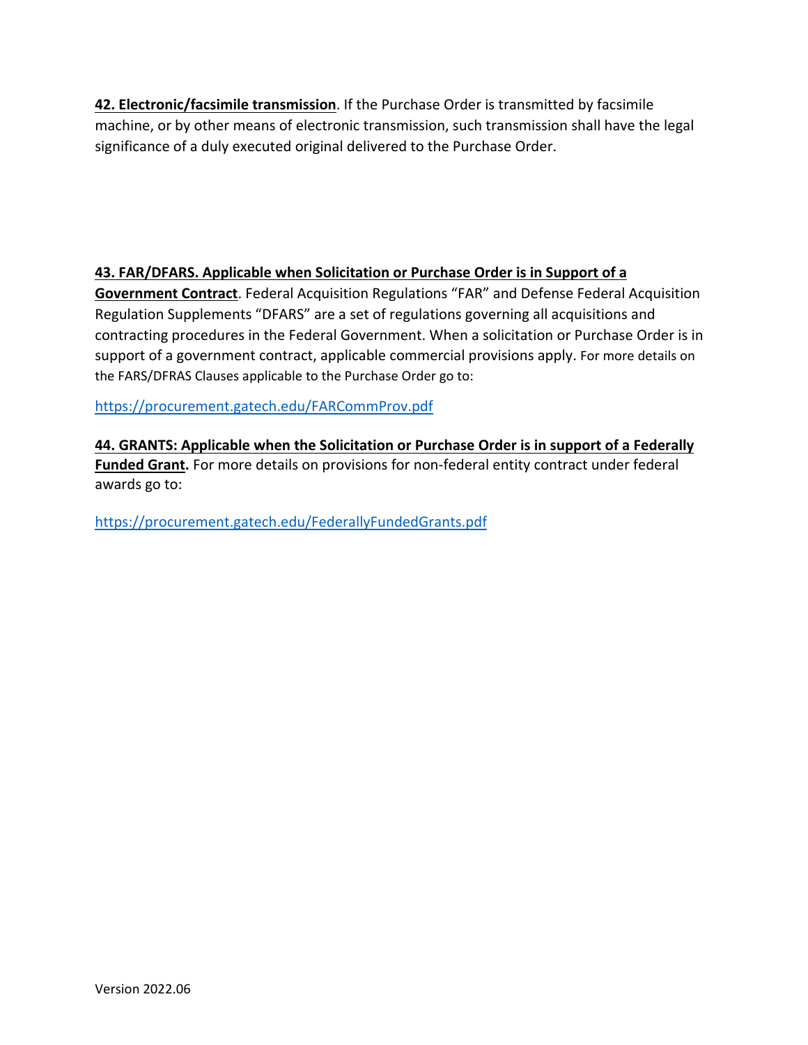**42. Electronic/facsimile transmission**. If the Purchase Order is transmitted by facsimile machine, or by other means of electronic transmission, such transmission shall have the legal significance of a duly executed original delivered to the Purchase Order.

**43. FAR/DFARS. Applicable when Solicitation or Purchase Order is in Support of a Government Contract**. Federal Acquisition Regulations "FAR" and Defense Federal Acquisition Regulation Supplements "DFARS" are a set of regulations governing all acquisitions and contracting procedures in the Federal Government. When a solicitation or Purchase Order is in support of a government contract, applicable commercial provisions apply. For more details on the FARS/DFRAS Clauses applicable to the Purchase Order go to:

https://procurement.gatech.edu/FARCommProv.pdf

**44. GRANTS: Applicable when the Solicitation or Purchase Order is in support of a Federally Funded Grant.** For more details on provisions for non-federal entity contract under federal awards go to:

https://procurement.gatech.edu/FederallyFundedGrants.pdf

Version 2022.06